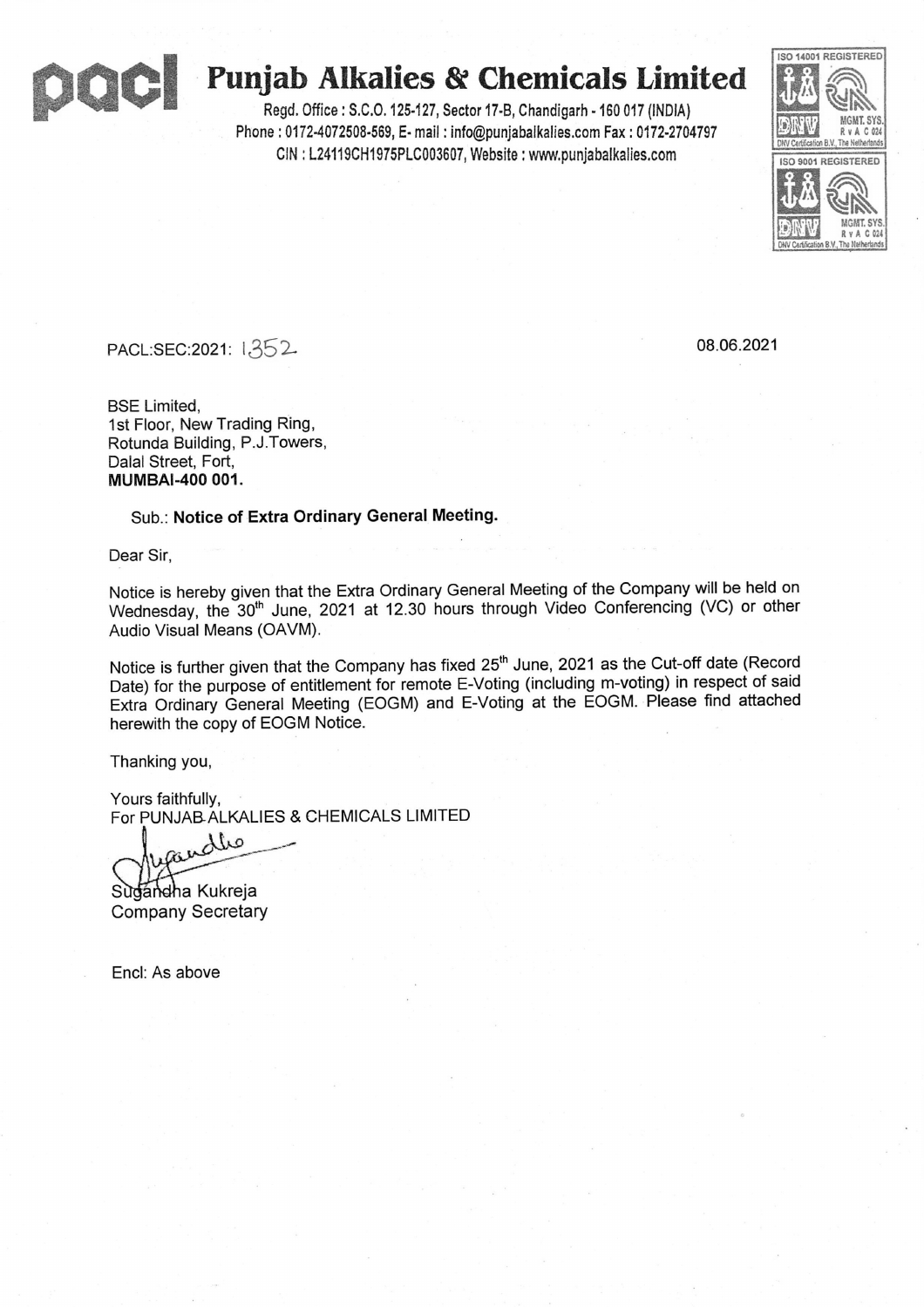# Punjab Alkalies & Chemicals Limited

Regd. Office : S.C.O. 125-127, Sector 17-B, Chandigarh - 160 017 (INDIA)
Phone : 0172-4072508-569, E- mail : info@punjabalkalies.com Fax : 0172-2704797
CIN : L24119CH1975PLC003607, Website : www.punjabalkalies.com

ISO 14001 REGISTERED
ISO 9001 REGISTERED

PACL:SEC:2021: 1352

08.06.2021

BSE Limited,
1st Floor, New Trading Ring,
Rotunda Building, P.J.Towers,
Dalal Street, Fort,
**MUMBAI-400 001.**

Sub.: **Notice of Extra Ordinary General Meeting.**

Dear Sir,

Notice is hereby given that the Extra Ordinary General Meeting of the Company will be held on Wednesday, the 30th June, 2021 at 12.30 hours through Video Conferencing (VC) or other Audio Visual Means (OAVM).

Notice is further given that the Company has fixed 25th June, 2021 as the Cut-off date (Record Date) for the purpose of entitlement for remote E-Voting (including m-voting) in respect of said Extra Ordinary General Meeting (EOGM) and E-Voting at the EOGM. Please find attached herewith the copy of EOGM Notice.

Thanking you,

Yours faithfully,
For PUNJAB ALKALIES & CHEMICALS LIMITED

Sugandha Kukreja
Company Secretary

Encl: As above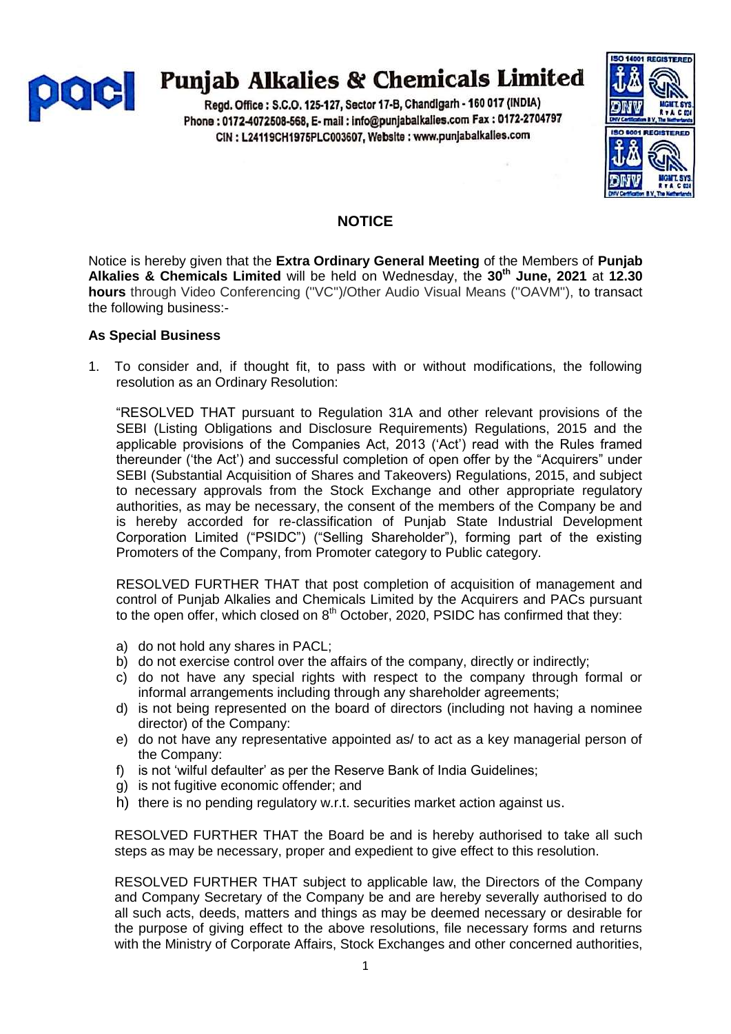# Punjab Alkalies & Chemicals Limited

Regd. Office : S.C.O. 125-127, Sector 17-B, Chandigarh - 160 017 (INDIA)
Phone : 0172-4072508-568, E- mail : info@punjabalkalies.com Fax : 0172-2704797
CIN : L24119CH1975PLC003607, Website : www.punjabalkalies.com

## NOTICE

Notice is hereby given that the **Extra Ordinary General Meeting** of the Members of **Punjab Alkalies & Chemicals Limited** will be held on Wednesday, the **30th June, 2021** at **12.30 hours** through Video Conferencing ("VC")/Other Audio Visual Means ("OAVM"), to transact the following business:-

### As Special Business

1. To consider and, if thought fit, to pass with or without modifications, the following resolution as an Ordinary Resolution:

   "RESOLVED THAT pursuant to Regulation 31A and other relevant provisions of the SEBI (Listing Obligations and Disclosure Requirements) Regulations, 2015 and the applicable provisions of the Companies Act, 2013 ('Act') read with the Rules framed thereunder ('the Act') and successful completion of open offer by the "Acquirers" under SEBI (Substantial Acquisition of Shares and Takeovers) Regulations, 2015, and subject to necessary approvals from the Stock Exchange and other appropriate regulatory authorities, as may be necessary, the consent of the members of the Company be and is hereby accorded for re-classification of Punjab State Industrial Development Corporation Limited ("PSIDC") ("Selling Shareholder"), forming part of the existing Promoters of the Company, from Promoter category to Public category.

   RESOLVED FURTHER THAT that post completion of acquisition of management and control of Punjab Alkalies and Chemicals Limited by the Acquirers and PACs pursuant to the open offer, which closed on 8th October, 2020, PSIDC has confirmed that they:

   a) do not hold any shares in PACL;
   b) do not exercise control over the affairs of the company, directly or indirectly;
   c) do not have any special rights with respect to the company through formal or informal arrangements including through any shareholder agreements;
   d) is not being represented on the board of directors (including not having a nominee director) of the Company:
   e) do not have any representative appointed as/ to act as a key managerial person of the Company:
   f) is not 'wilful defaulter' as per the Reserve Bank of India Guidelines;
   g) is not fugitive economic offender; and
   h) there is no pending regulatory w.r.t. securities market action against us.

   RESOLVED FURTHER THAT the Board be and is hereby authorised to take all such steps as may be necessary, proper and expedient to give effect to this resolution.

   RESOLVED FURTHER THAT subject to applicable law, the Directors of the Company and Company Secretary of the Company be and are hereby severally authorised to do all such acts, deeds, matters and things as may be deemed necessary or desirable for the purpose of giving effect to the above resolutions, file necessary forms and returns with the Ministry of Corporate Affairs, Stock Exchanges and other concerned authorities,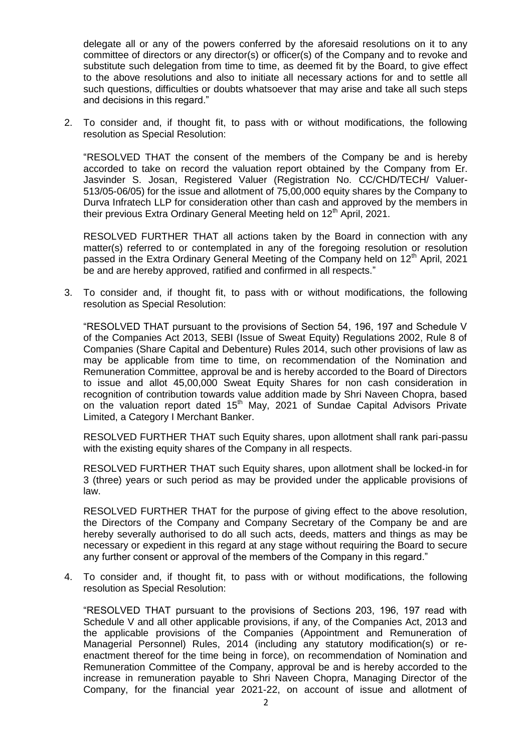delegate all or any of the powers conferred by the aforesaid resolutions on it to any committee of directors or any director(s) or officer(s) of the Company and to revoke and substitute such delegation from time to time, as deemed fit by the Board, to give effect to the above resolutions and also to initiate all necessary actions for and to settle all such questions, difficulties or doubts whatsoever that may arise and take all such steps and decisions in this regard."

2. To consider and, if thought fit, to pass with or without modifications, the following resolution as Special Resolution:

   "RESOLVED THAT the consent of the members of the Company be and is hereby accorded to take on record the valuation report obtained by the Company from Er. Jasvinder S. Josan, Registered Valuer (Registration No. CC/CHD/TECH/ Valuer-513/05-06/05) for the issue and allotment of 75,00,000 equity shares by the Company to Durva Infratech LLP for consideration other than cash and approved by the members in their previous Extra Ordinary General Meeting held on 12th April, 2021.

   RESOLVED FURTHER THAT all actions taken by the Board in connection with any matter(s) referred to or contemplated in any of the foregoing resolution or resolution passed in the Extra Ordinary General Meeting of the Company held on 12th April, 2021 be and are hereby approved, ratified and confirmed in all respects."

3. To consider and, if thought fit, to pass with or without modifications, the following resolution as Special Resolution:

   "RESOLVED THAT pursuant to the provisions of Section 54, 196, 197 and Schedule V of the Companies Act 2013, SEBI (Issue of Sweat Equity) Regulations 2002, Rule 8 of Companies (Share Capital and Debenture) Rules 2014, such other provisions of law as may be applicable from time to time, on recommendation of the Nomination and Remuneration Committee, approval be and is hereby accorded to the Board of Directors to issue and allot 45,00,000 Sweat Equity Shares for non cash consideration in recognition of contribution towards value addition made by Shri Naveen Chopra, based on the valuation report dated 15th May, 2021 of Sundae Capital Advisors Private Limited, a Category I Merchant Banker.

   RESOLVED FURTHER THAT such Equity shares, upon allotment shall rank pari-passu with the existing equity shares of the Company in all respects.

   RESOLVED FURTHER THAT such Equity shares, upon allotment shall be locked-in for 3 (three) years or such period as may be provided under the applicable provisions of law.

   RESOLVED FURTHER THAT for the purpose of giving effect to the above resolution, the Directors of the Company and Company Secretary of the Company be and are hereby severally authorised to do all such acts, deeds, matters and things as may be necessary or expedient in this regard at any stage without requiring the Board to secure any further consent or approval of the members of the Company in this regard."

4. To consider and, if thought fit, to pass with or without modifications, the following resolution as Special Resolution:

   "RESOLVED THAT pursuant to the provisions of Sections 203, 196, 197 read with Schedule V and all other applicable provisions, if any, of the Companies Act, 2013 and the applicable provisions of the Companies (Appointment and Remuneration of Managerial Personnel) Rules, 2014 (including any statutory modification(s) or re-enactment thereof for the time being in force), on recommendation of Nomination and Remuneration Committee of the Company, approval be and is hereby accorded to the increase in remuneration payable to Shri Naveen Chopra, Managing Director of the Company, for the financial year 2021-22, on account of issue and allotment of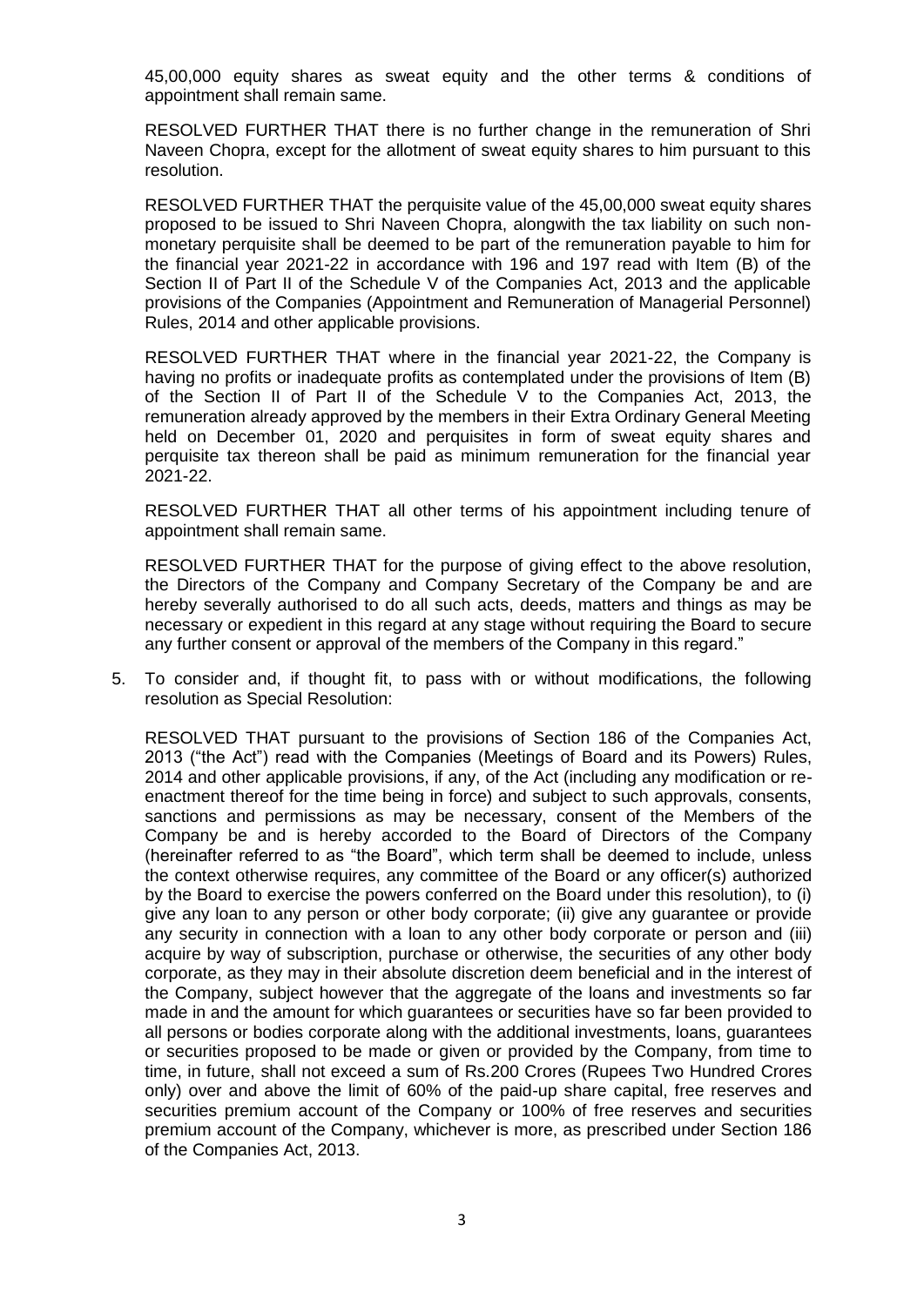45,00,000 equity shares as sweat equity and the other terms & conditions of appointment shall remain same.

RESOLVED FURTHER THAT there is no further change in the remuneration of Shri Naveen Chopra, except for the allotment of sweat equity shares to him pursuant to this resolution.

RESOLVED FURTHER THAT the perquisite value of the 45,00,000 sweat equity shares proposed to be issued to Shri Naveen Chopra, alongwith the tax liability on such non-monetary perquisite shall be deemed to be part of the remuneration payable to him for the financial year 2021-22 in accordance with 196 and 197 read with Item (B) of the Section II of Part II of the Schedule V of the Companies Act, 2013 and the applicable provisions of the Companies (Appointment and Remuneration of Managerial Personnel) Rules, 2014 and other applicable provisions.

RESOLVED FURTHER THAT where in the financial year 2021-22, the Company is having no profits or inadequate profits as contemplated under the provisions of Item (B) of the Section II of Part II of the Schedule V to the Companies Act, 2013, the remuneration already approved by the members in their Extra Ordinary General Meeting held on December 01, 2020 and perquisites in form of sweat equity shares and perquisite tax thereon shall be paid as minimum remuneration for the financial year 2021-22.

RESOLVED FURTHER THAT all other terms of his appointment including tenure of appointment shall remain same.

RESOLVED FURTHER THAT for the purpose of giving effect to the above resolution, the Directors of the Company and Company Secretary of the Company be and are hereby severally authorised to do all such acts, deeds, matters and things as may be necessary or expedient in this regard at any stage without requiring the Board to secure any further consent or approval of the members of the Company in this regard."

5. To consider and, if thought fit, to pass with or without modifications, the following resolution as Special Resolution:

   RESOLVED THAT pursuant to the provisions of Section 186 of the Companies Act, 2013 ("the Act") read with the Companies (Meetings of Board and its Powers) Rules, 2014 and other applicable provisions, if any, of the Act (including any modification or re-enactment thereof for the time being in force) and subject to such approvals, consents, sanctions and permissions as may be necessary, consent of the Members of the Company be and is hereby accorded to the Board of Directors of the Company (hereinafter referred to as "the Board", which term shall be deemed to include, unless the context otherwise requires, any committee of the Board or any officer(s) authorized by the Board to exercise the powers conferred on the Board under this resolution), to (i) give any loan to any person or other body corporate; (ii) give any guarantee or provide any security in connection with a loan to any other body corporate or person and (iii) acquire by way of subscription, purchase or otherwise, the securities of any other body corporate, as they may in their absolute discretion deem beneficial and in the interest of the Company, subject however that the aggregate of the loans and investments so far made in and the amount for which guarantees or securities have so far been provided to all persons or bodies corporate along with the additional investments, loans, guarantees or securities proposed to be made or given or provided by the Company, from time to time, in future, shall not exceed a sum of Rs.200 Crores (Rupees Two Hundred Crores only) over and above the limit of 60% of the paid-up share capital, free reserves and securities premium account of the Company or 100% of free reserves and securities premium account of the Company, whichever is more, as prescribed under Section 186 of the Companies Act, 2013.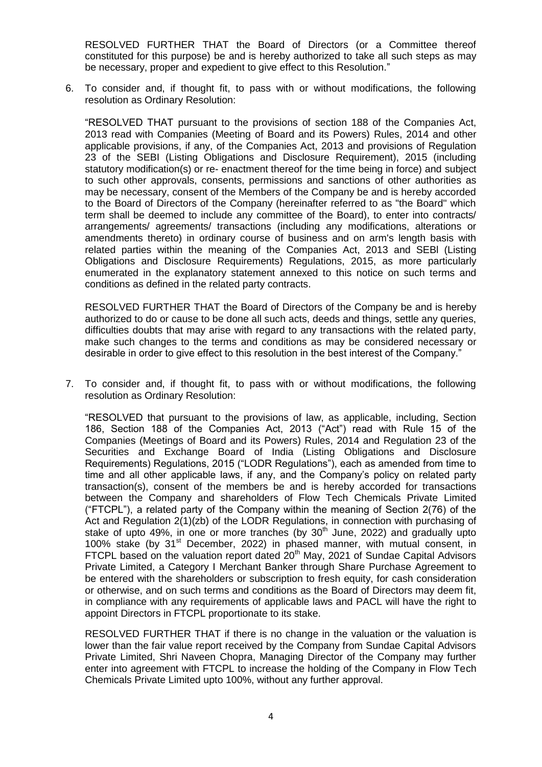RESOLVED FURTHER THAT the Board of Directors (or a Committee thereof constituted for this purpose) be and is hereby authorized to take all such steps as may be necessary, proper and expedient to give effect to this Resolution."

6. To consider and, if thought fit, to pass with or without modifications, the following resolution as Ordinary Resolution:

   "RESOLVED THAT pursuant to the provisions of section 188 of the Companies Act, 2013 read with Companies (Meeting of Board and its Powers) Rules, 2014 and other applicable provisions, if any, of the Companies Act, 2013 and provisions of Regulation 23 of the SEBI (Listing Obligations and Disclosure Requirement), 2015 (including statutory modification(s) or re- enactment thereof for the time being in force) and subject to such other approvals, consents, permissions and sanctions of other authorities as may be necessary, consent of the Members of the Company be and is hereby accorded to the Board of Directors of the Company (hereinafter referred to as "the Board" which term shall be deemed to include any committee of the Board), to enter into contracts/ arrangements/ agreements/ transactions (including any modifications, alterations or amendments thereto) in ordinary course of business and on arm's length basis with related parties within the meaning of the Companies Act, 2013 and SEBI (Listing Obligations and Disclosure Requirements) Regulations, 2015, as more particularly enumerated in the explanatory statement annexed to this notice on such terms and conditions as defined in the related party contracts.

   RESOLVED FURTHER THAT the Board of Directors of the Company be and is hereby authorized to do or cause to be done all such acts, deeds and things, settle any queries, difficulties doubts that may arise with regard to any transactions with the related party, make such changes to the terms and conditions as may be considered necessary or desirable in order to give effect to this resolution in the best interest of the Company."

7. To consider and, if thought fit, to pass with or without modifications, the following resolution as Ordinary Resolution:

   "RESOLVED that pursuant to the provisions of law, as applicable, including, Section 186, Section 188 of the Companies Act, 2013 ("Act") read with Rule 15 of the Companies (Meetings of Board and its Powers) Rules, 2014 and Regulation 23 of the Securities and Exchange Board of India (Listing Obligations and Disclosure Requirements) Regulations, 2015 ("LODR Regulations"), each as amended from time to time and all other applicable laws, if any, and the Company's policy on related party transaction(s), consent of the members be and is hereby accorded for transactions between the Company and shareholders of Flow Tech Chemicals Private Limited ("FTCPL"), a related party of the Company within the meaning of Section 2(76) of the Act and Regulation 2(1)(zb) of the LODR Regulations, in connection with purchasing of stake of upto 49%, in one or more tranches (by 30th June, 2022) and gradually upto 100% stake (by 31st December, 2022) in phased manner, with mutual consent, in FTCPL based on the valuation report dated 20th May, 2021 of Sundae Capital Advisors Private Limited, a Category I Merchant Banker through Share Purchase Agreement to be entered with the shareholders or subscription to fresh equity, for cash consideration or otherwise, and on such terms and conditions as the Board of Directors may deem fit, in compliance with any requirements of applicable laws and PACL will have the right to appoint Directors in FTCPL proportionate to its stake.

   RESOLVED FURTHER THAT if there is no change in the valuation or the valuation is lower than the fair value report received by the Company from Sundae Capital Advisors Private Limited, Shri Naveen Chopra, Managing Director of the Company may further enter into agreement with FTCPL to increase the holding of the Company in Flow Tech Chemicals Private Limited upto 100%, without any further approval.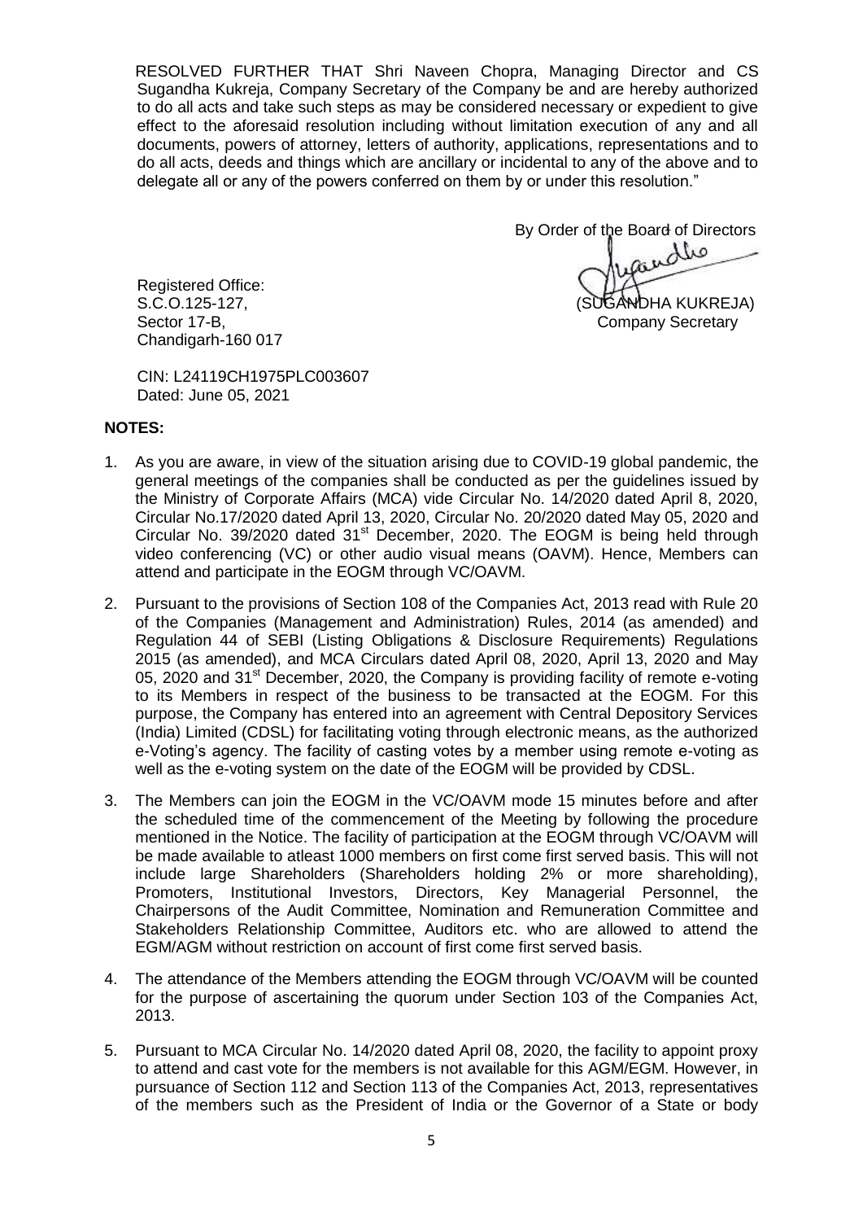RESOLVED FURTHER THAT Shri Naveen Chopra, Managing Director and CS Sugandha Kukreja, Company Secretary of the Company be and are hereby authorized to do all acts and take such steps as may be considered necessary or expedient to give effect to the aforesaid resolution including without limitation execution of any and all documents, powers of attorney, letters of authority, applications, representations and to do all acts, deeds and things which are ancillary or incidental to any of the above and to delegate all or any of the powers conferred on them by or under this resolution."

By Order of the Board of Directors

(SUGANDHA KUKREJA)
Company Secretary

Registered Office:
S.C.O.125-127,
Sector 17-B,
Chandigarh-160 017

CIN: L24119CH1975PLC003607
Dated: June 05, 2021

**NOTES:**

1. As you are aware, in view of the situation arising due to COVID-19 global pandemic, the general meetings of the companies shall be conducted as per the guidelines issued by the Ministry of Corporate Affairs (MCA) vide Circular No. 14/2020 dated April 8, 2020, Circular No.17/2020 dated April 13, 2020, Circular No. 20/2020 dated May 05, 2020 and Circular No. 39/2020 dated 31st December, 2020. The EOGM is being held through video conferencing (VC) or other audio visual means (OAVM). Hence, Members can attend and participate in the EOGM through VC/OAVM.

2. Pursuant to the provisions of Section 108 of the Companies Act, 2013 read with Rule 20 of the Companies (Management and Administration) Rules, 2014 (as amended) and Regulation 44 of SEBI (Listing Obligations & Disclosure Requirements) Regulations 2015 (as amended), and MCA Circulars dated April 08, 2020, April 13, 2020 and May 05, 2020 and 31st December, 2020, the Company is providing facility of remote e-voting to its Members in respect of the business to be transacted at the EOGM. For this purpose, the Company has entered into an agreement with Central Depository Services (India) Limited (CDSL) for facilitating voting through electronic means, as the authorized e-Voting's agency. The facility of casting votes by a member using remote e-voting as well as the e-voting system on the date of the EOGM will be provided by CDSL.

3. The Members can join the EOGM in the VC/OAVM mode 15 minutes before and after the scheduled time of the commencement of the Meeting by following the procedure mentioned in the Notice. The facility of participation at the EOGM through VC/OAVM will be made available to atleast 1000 members on first come first served basis. This will not include large Shareholders (Shareholders holding 2% or more shareholding), Promoters, Institutional Investors, Directors, Key Managerial Personnel, the Chairpersons of the Audit Committee, Nomination and Remuneration Committee and Stakeholders Relationship Committee, Auditors etc. who are allowed to attend the EGM/AGM without restriction on account of first come first served basis.

4. The attendance of the Members attending the EOGM through VC/OAVM will be counted for the purpose of ascertaining the quorum under Section 103 of the Companies Act, 2013.

5. Pursuant to MCA Circular No. 14/2020 dated April 08, 2020, the facility to appoint proxy to attend and cast vote for the members is not available for this AGM/EGM. However, in pursuance of Section 112 and Section 113 of the Companies Act, 2013, representatives of the members such as the President of India or the Governor of a State or body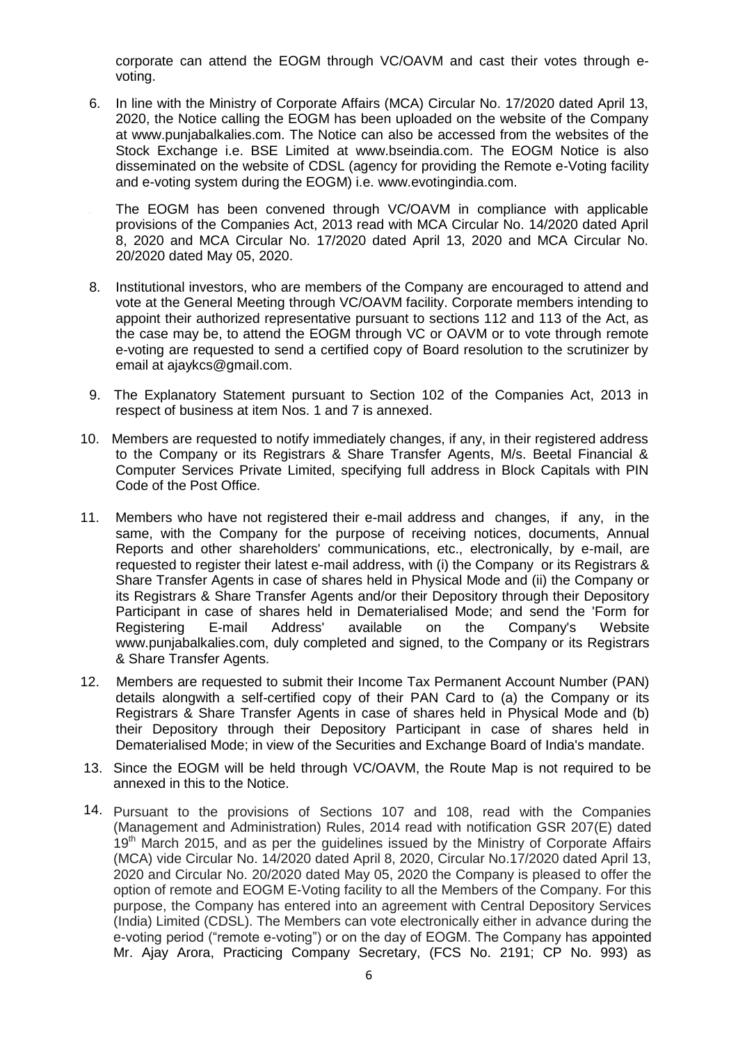corporate can attend the EOGM through VC/OAVM and cast their votes through e-voting.

6. In line with the Ministry of Corporate Affairs (MCA) Circular No. 17/2020 dated April 13, 2020, the Notice calling the EOGM has been uploaded on the website of the Company at www.punjabalkalies.com. The Notice can also be accessed from the websites of the Stock Exchange i.e. BSE Limited at www.bseindia.com. The EOGM Notice is also disseminated on the website of CDSL (agency for providing the Remote e-Voting facility and e-voting system during the EOGM) i.e. www.evotingindia.com.

7. The EOGM has been convened through VC/OAVM in compliance with applicable provisions of the Companies Act, 2013 read with MCA Circular No. 14/2020 dated April 8, 2020 and MCA Circular No. 17/2020 dated April 13, 2020 and MCA Circular No. 20/2020 dated May 05, 2020.

8. Institutional investors, who are members of the Company are encouraged to attend and vote at the General Meeting through VC/OAVM facility. Corporate members intending to appoint their authorized representative pursuant to sections 112 and 113 of the Act, as the case may be, to attend the EOGM through VC or OAVM or to vote through remote e-voting are requested to send a certified copy of Board resolution to the scrutinizer by email at ajaykcs@gmail.com.

9. The Explanatory Statement pursuant to Section 102 of the Companies Act, 2013 in respect of business at item Nos. 1 and 7 is annexed.

10. Members are requested to notify immediately changes, if any, in their registered address to the Company or its Registrars & Share Transfer Agents, M/s. Beetal Financial & Computer Services Private Limited, specifying full address in Block Capitals with PIN Code of the Post Office.

11. Members who have not registered their e-mail address and changes, if any, in the same, with the Company for the purpose of receiving notices, documents, Annual Reports and other shareholders' communications, etc., electronically, by e-mail, are requested to register their latest e-mail address, with (i) the Company or its Registrars & Share Transfer Agents in case of shares held in Physical Mode and (ii) the Company or its Registrars & Share Transfer Agents and/or their Depository through their Depository Participant in case of shares held in Dematerialised Mode; and send the 'Form for Registering E-mail Address' available on the Company's Website www.punjabalkalies.com, duly completed and signed, to the Company or its Registrars & Share Transfer Agents.

12. Members are requested to submit their Income Tax Permanent Account Number (PAN) details alongwith a self-certified copy of their PAN Card to (a) the Company or its Registrars & Share Transfer Agents in case of shares held in Physical Mode and (b) their Depository through their Depository Participant in case of shares held in Dematerialised Mode; in view of the Securities and Exchange Board of India's mandate.

13. Since the EOGM will be held through VC/OAVM, the Route Map is not required to be annexed in this to the Notice.

14. Pursuant to the provisions of Sections 107 and 108, read with the Companies (Management and Administration) Rules, 2014 read with notification GSR 207(E) dated 19th March 2015, and as per the guidelines issued by the Ministry of Corporate Affairs (MCA) vide Circular No. 14/2020 dated April 8, 2020, Circular No.17/2020 dated April 13, 2020 and Circular No. 20/2020 dated May 05, 2020 the Company is pleased to offer the option of remote and EOGM E-Voting facility to all the Members of the Company. For this purpose, the Company has entered into an agreement with Central Depository Services (India) Limited (CDSL). The Members can vote electronically either in advance during the e-voting period ("remote e-voting") or on the day of EOGM. The Company has appointed Mr. Ajay Arora, Practicing Company Secretary, (FCS No. 2191; CP No. 993) as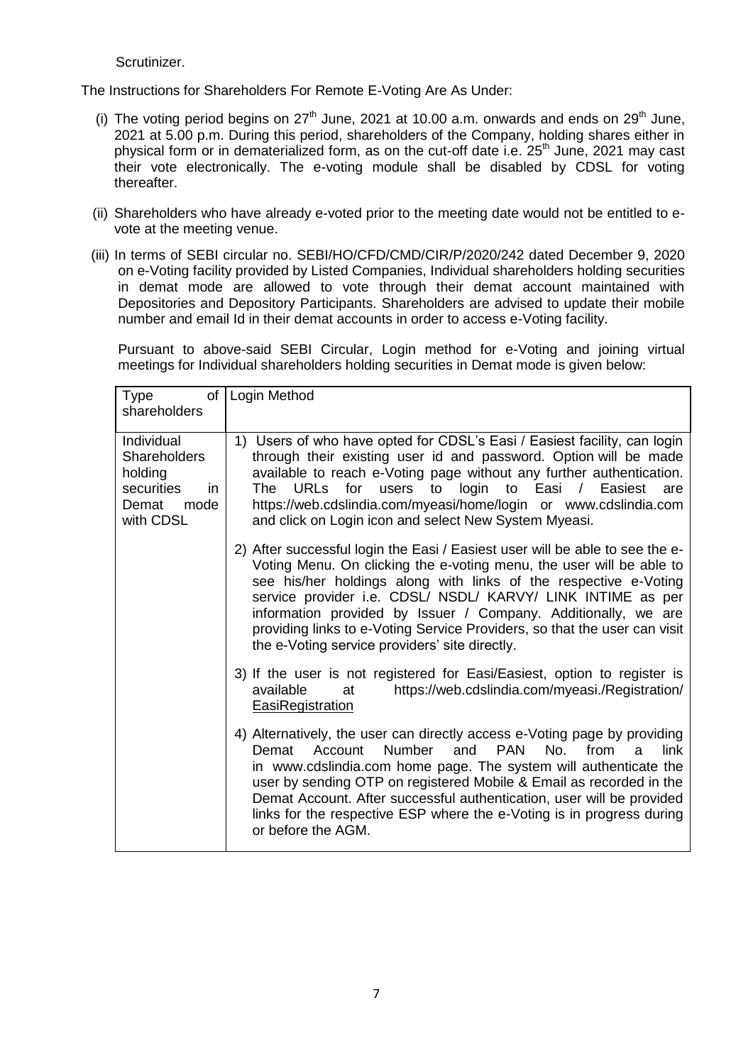Scrutinizer.

The Instructions for Shareholders For Remote E-Voting Are As Under:

(i) The voting period begins on 27th June, 2021 at 10.00 a.m. onwards and ends on 29th June, 2021 at 5.00 p.m. During this period, shareholders of the Company, holding shares either in physical form or in dematerialized form, as on the cut-off date i.e. 25th June, 2021 may cast their vote electronically. The e-voting module shall be disabled by CDSL for voting thereafter.

(ii) Shareholders who have already e-voted prior to the meeting date would not be entitled to e-vote at the meeting venue.

(iii) In terms of SEBI circular no. SEBI/HO/CFD/CMD/CIR/P/2020/242 dated December 9, 2020 on e-Voting facility provided by Listed Companies, Individual shareholders holding securities in demat mode are allowed to vote through their demat account maintained with Depositories and Depository Participants. Shareholders are advised to update their mobile number and email Id in their demat accounts in order to access e-Voting facility.

Pursuant to above-said SEBI Circular, Login method for e-Voting and joining virtual meetings for Individual shareholders holding securities in Demat mode is given below:

| Type of shareholders | Login Method |
|---|---|
| Individual Shareholders holding securities in Demat mode with CDSL | 1) Users of who have opted for CDSL's Easi / Easiest facility, can login through their existing user id and password. Option will be made available to reach e-Voting page without any further authentication. The URLs for users to login to Easi / Easiest are https://web.cdslindia.com/myeasi/home/login or www.cdslindia.com and click on Login icon and select New System Myeasi.<br><br>2) After successful login the Easi / Easiest user will be able to see the e-Voting Menu. On clicking the e-voting menu, the user will be able to see his/her holdings along with links of the respective e-Voting service provider i.e. CDSL/ NSDL/ KARVY/ LINK INTIME as per information provided by Issuer / Company. Additionally, we are providing links to e-Voting Service Providers, so that the user can visit the e-Voting service providers' site directly.<br><br>3) If the user is not registered for Easi/Easiest, option to register is available at https://web.cdslindia.com/myeasi./Registration/EasiRegistration<br><br>4) Alternatively, the user can directly access e-Voting page by providing Demat Account Number and PAN No. from a link in www.cdslindia.com home page. The system will authenticate the user by sending OTP on registered Mobile & Email as recorded in the Demat Account. After successful authentication, user will be provided links for the respective ESP where the e-Voting is in progress during or before the AGM. |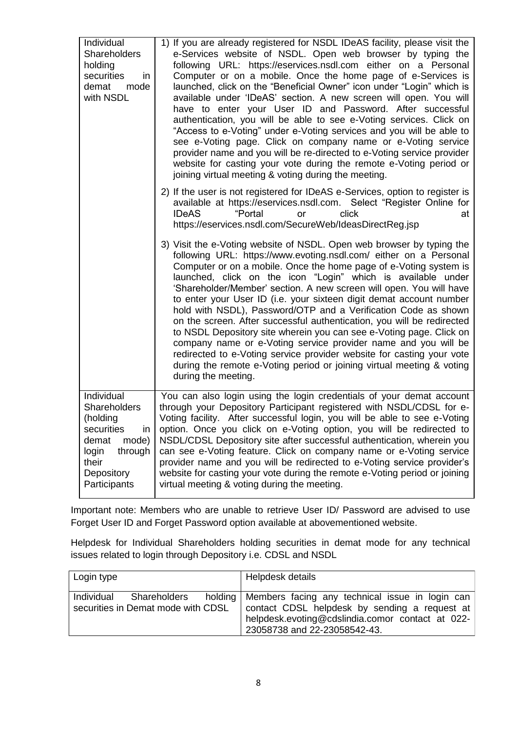| Individual Shareholders holding securities in demat mode with NSDL | 1) If you are already registered for NSDL IDeAS facility, please visit the e-Services website of NSDL. Open web browser by typing the following URL: https://eservices.nsdl.com either on a Personal Computer or on a mobile. Once the home page of e-Services is launched, click on the "Beneficial Owner" icon under "Login" which is available under 'IDeAS' section. A new screen will open. You will have to enter your User ID and Password. After successful authentication, you will be able to see e-Voting services. Click on "Access to e-Voting" under e-Voting services and you will be able to see e-Voting page. Click on company name or e-Voting service provider name and you will be re-directed to e-Voting service provider website for casting your vote during the remote e-Voting period or joining virtual meeting & voting during the meeting.<br><br>2) If the user is not registered for IDeAS e-Services, option to register is available at https://eservices.nsdl.com. Select "Register Online for IDeAS "Portal or click at https://eservices.nsdl.com/SecureWeb/IdeasDirectReg.jsp<br><br>3) Visit the e-Voting website of NSDL. Open web browser by typing the following URL: https://www.evoting.nsdl.com/ either on a Personal Computer or on a mobile. Once the home page of e-Voting system is launched, click on the icon "Login" which is available under 'Shareholder/Member' section. A new screen will open. You will have to enter your User ID (i.e. your sixteen digit demat account number hold with NSDL), Password/OTP and a Verification Code as shown on the screen. After successful authentication, you will be redirected to NSDL Depository site wherein you can see e-Voting page. Click on company name or e-Voting service provider name and you will be redirected to e-Voting service provider website for casting your vote during the remote e-Voting period or joining virtual meeting & voting during the meeting. |
|---|---|
| Individual Shareholders (holding securities in demat mode) login through their Depository Participants | You can also login using the login credentials of your demat account through your Depository Participant registered with NSDL/CDSL for e-Voting facility. After successful login, you will be able to see e-Voting option. Once you click on e-Voting option, you will be redirected to NSDL/CDSL Depository site after successful authentication, wherein you can see e-Voting feature. Click on company name or e-Voting service provider name and you will be redirected to e-Voting service provider's website for casting your vote during the remote e-Voting period or joining virtual meeting & voting during the meeting. |

Important note: Members who are unable to retrieve User ID/ Password are advised to use Forget User ID and Forget Password option available at abovementioned website.

Helpdesk for Individual Shareholders holding securities in demat mode for any technical issues related to login through Depository i.e. CDSL and NSDL

| Login type | Helpdesk details |
|---|---|
| Individual Shareholders holding securities in Demat mode with CDSL | Members facing any technical issue in login can contact CDSL helpdesk by sending a request at helpdesk.evoting@cdslindia.comor contact at 022-23058738 and 22-23058542-43. |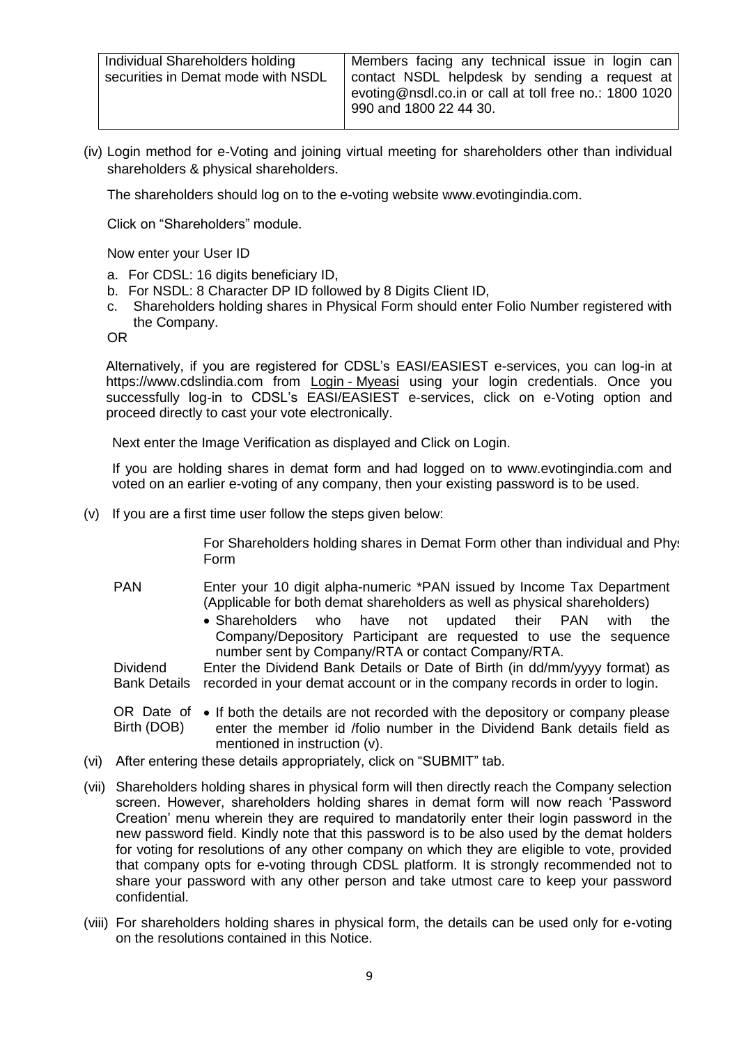| Individual Shareholders holding securities in Demat mode with NSDL | Members facing any technical issue in login can contact NSDL helpdesk by sending a request at evoting@nsdl.co.in or call at toll free no.: 1800 1020 990 and 1800 22 44 30. |
|---|---|

(iv) Login method for e-Voting and joining virtual meeting for shareholders other than individual shareholders & physical shareholders.

The shareholders should log on to the e-voting website www.evotingindia.com.

Click on "Shareholders" module.

Now enter your User ID

a. For CDSL: 16 digits beneficiary ID,
b. For NSDL: 8 Character DP ID followed by 8 Digits Client ID,
c. Shareholders holding shares in Physical Form should enter Folio Number registered with the Company.

OR

Alternatively, if you are registered for CDSL's EASI/EASIEST e-services, you can log-in at https://www.cdslindia.com from Login - Myeasi using your login credentials. Once you successfully log-in to CDSL's EASI/EASIEST e-services, click on e-Voting option and proceed directly to cast your vote electronically.

Next enter the Image Verification as displayed and Click on Login.

If you are holding shares in demat form and had logged on to www.evotingindia.com and voted on an earlier e-voting of any company, then your existing password is to be used.

(v) If you are a first time user follow the steps given below:

| | For Shareholders holding shares in Demat Form other than individual and Phys Form |
|---|---|
| PAN | Enter your 10 digit alpha-numeric *PAN issued by Income Tax Department (Applicable for both demat shareholders as well as physical shareholders)<br>• Shareholders who have not updated their PAN with the Company/Depository Participant are requested to use the sequence number sent by Company/RTA or contact Company/RTA. |
| Dividend Bank Details OR Date of Birth (DOB) | Enter the Dividend Bank Details or Date of Birth (in dd/mm/yyyy format) as recorded in your demat account or in the company records in order to login.<br>• If both the details are not recorded with the depository or company please enter the member id /folio number in the Dividend Bank details field as mentioned in instruction (v). |

(vi) After entering these details appropriately, click on "SUBMIT" tab.

(vii) Shareholders holding shares in physical form will then directly reach the Company selection screen. However, shareholders holding shares in demat form will now reach 'Password Creation' menu wherein they are required to mandatorily enter their login password in the new password field. Kindly note that this password is to be also used by the demat holders for voting for resolutions of any other company on which they are eligible to vote, provided that company opts for e-voting through CDSL platform. It is strongly recommended not to share your password with any other person and take utmost care to keep your password confidential.

(viii) For shareholders holding shares in physical form, the details can be used only for e-voting on the resolutions contained in this Notice.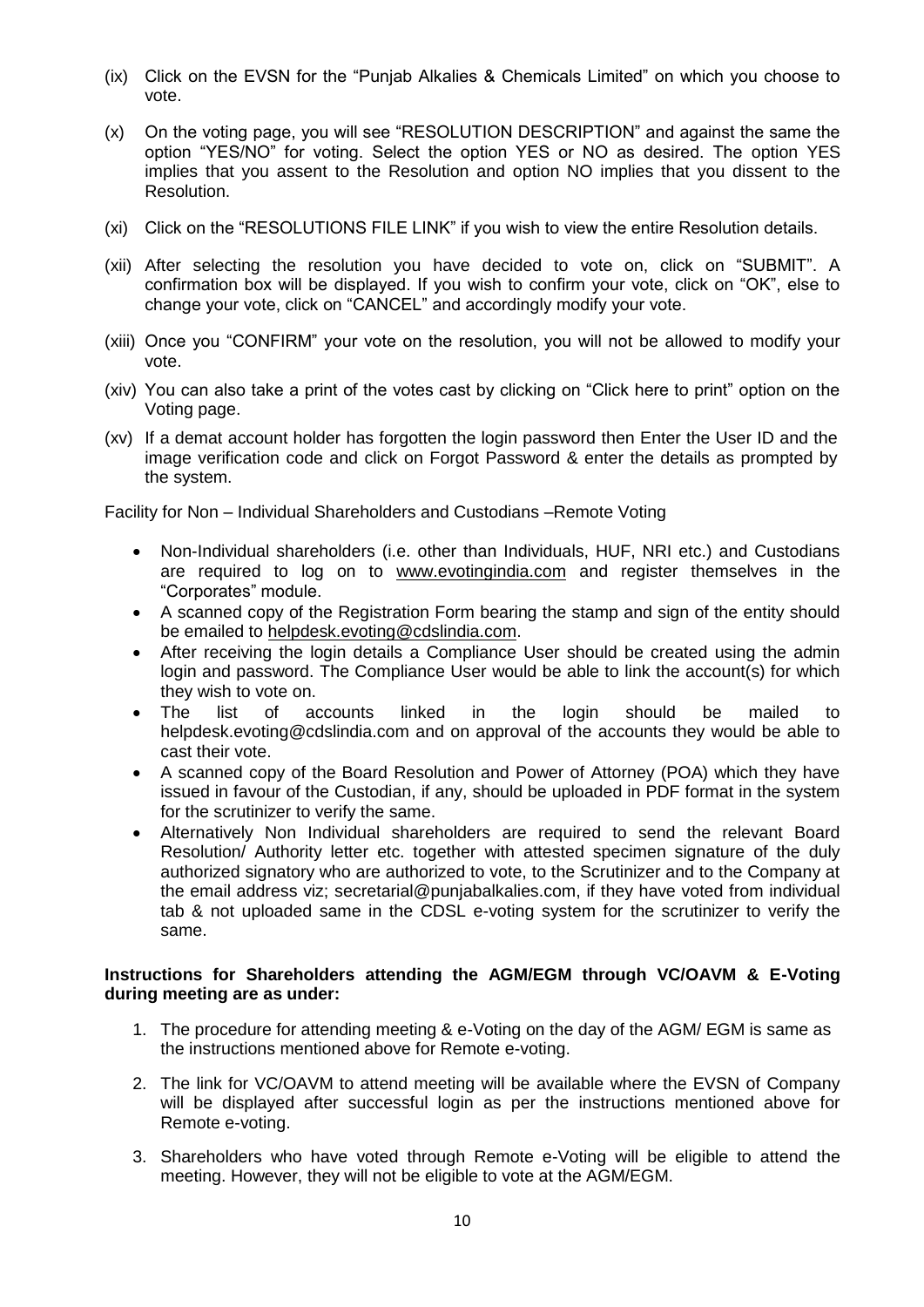(ix) Click on the EVSN for the "Punjab Alkalies & Chemicals Limited" on which you choose to vote.

(x) On the voting page, you will see "RESOLUTION DESCRIPTION" and against the same the option "YES/NO" for voting. Select the option YES or NO as desired. The option YES implies that you assent to the Resolution and option NO implies that you dissent to the Resolution.

(xi) Click on the "RESOLUTIONS FILE LINK" if you wish to view the entire Resolution details.

(xii) After selecting the resolution you have decided to vote on, click on "SUBMIT". A confirmation box will be displayed. If you wish to confirm your vote, click on "OK", else to change your vote, click on "CANCEL" and accordingly modify your vote.

(xiii) Once you "CONFIRM" your vote on the resolution, you will not be allowed to modify your vote.

(xiv) You can also take a print of the votes cast by clicking on "Click here to print" option on the Voting page.

(xv) If a demat account holder has forgotten the login password then Enter the User ID and the image verification code and click on Forgot Password & enter the details as prompted by the system.

Facility for Non – Individual Shareholders and Custodians –Remote Voting

- Non-Individual shareholders (i.e. other than Individuals, HUF, NRI etc.) and Custodians are required to log on to www.evotingindia.com and register themselves in the "Corporates" module.
- A scanned copy of the Registration Form bearing the stamp and sign of the entity should be emailed to helpdesk.evoting@cdslindia.com.
- After receiving the login details a Compliance User should be created using the admin login and password. The Compliance User would be able to link the account(s) for which they wish to vote on.
- The list of accounts linked in the login should be mailed to helpdesk.evoting@cdslindia.com and on approval of the accounts they would be able to cast their vote.
- A scanned copy of the Board Resolution and Power of Attorney (POA) which they have issued in favour of the Custodian, if any, should be uploaded in PDF format in the system for the scrutinizer to verify the same.
- Alternatively Non Individual shareholders are required to send the relevant Board Resolution/ Authority letter etc. together with attested specimen signature of the duly authorized signatory who are authorized to vote, to the Scrutinizer and to the Company at the email address viz; secretarial@punjabalkalies.com, if they have voted from individual tab & not uploaded same in the CDSL e-voting system for the scrutinizer to verify the same.

**Instructions for Shareholders attending the AGM/EGM through VC/OAVM & E-Voting during meeting are as under:**

1. The procedure for attending meeting & e-Voting on the day of the AGM/ EGM is same as the instructions mentioned above for Remote e-voting.

2. The link for VC/OAVM to attend meeting will be available where the EVSN of Company will be displayed after successful login as per the instructions mentioned above for Remote e-voting.

3. Shareholders who have voted through Remote e-Voting will be eligible to attend the meeting. However, they will not be eligible to vote at the AGM/EGM.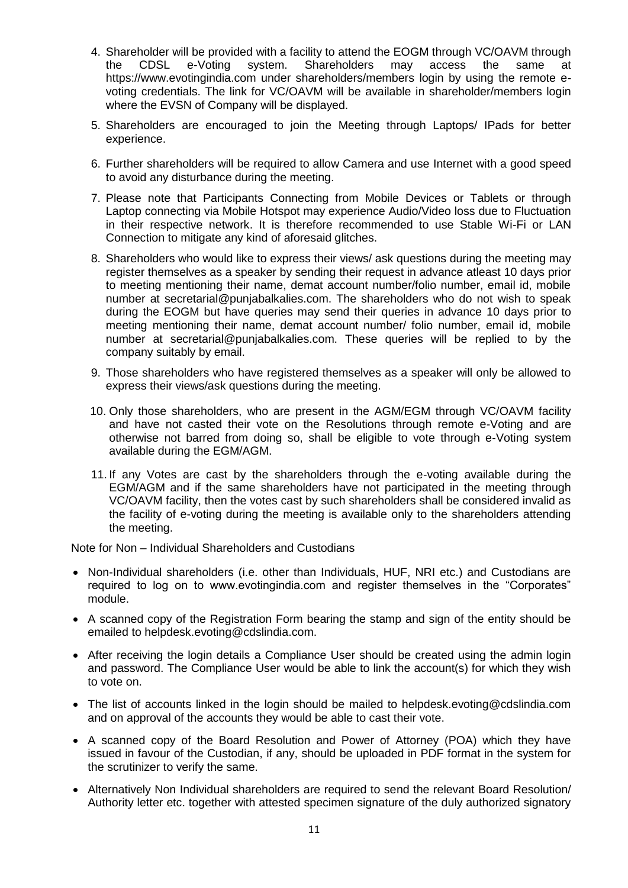4. Shareholder will be provided with a facility to attend the EOGM through VC/OAVM through the CDSL e-Voting system. Shareholders may access the same at https://www.evotingindia.com under shareholders/members login by using the remote e-voting credentials. The link for VC/OAVM will be available in shareholder/members login where the EVSN of Company will be displayed.

5. Shareholders are encouraged to join the Meeting through Laptops/ IPads for better experience.

6. Further shareholders will be required to allow Camera and use Internet with a good speed to avoid any disturbance during the meeting.

7. Please note that Participants Connecting from Mobile Devices or Tablets or through Laptop connecting via Mobile Hotspot may experience Audio/Video loss due to Fluctuation in their respective network. It is therefore recommended to use Stable Wi-Fi or LAN Connection to mitigate any kind of aforesaid glitches.

8. Shareholders who would like to express their views/ ask questions during the meeting may register themselves as a speaker by sending their request in advance atleast 10 days prior to meeting mentioning their name, demat account number/folio number, email id, mobile number at secretarial@punjabalkalies.com. The shareholders who do not wish to speak during the EOGM but have queries may send their queries in advance 10 days prior to meeting mentioning their name, demat account number/ folio number, email id, mobile number at secretarial@punjabalkalies.com. These queries will be replied to by the company suitably by email.

9. Those shareholders who have registered themselves as a speaker will only be allowed to express their views/ask questions during the meeting.

10. Only those shareholders, who are present in the AGM/EGM through VC/OAVM facility and have not casted their vote on the Resolutions through remote e-Voting and are otherwise not barred from doing so, shall be eligible to vote through e-Voting system available during the EGM/AGM.

11. If any Votes are cast by the shareholders through the e-voting available during the EGM/AGM and if the same shareholders have not participated in the meeting through VC/OAVM facility, then the votes cast by such shareholders shall be considered invalid as the facility of e-voting during the meeting is available only to the shareholders attending the meeting.

Note for Non – Individual Shareholders and Custodians

- Non-Individual shareholders (i.e. other than Individuals, HUF, NRI etc.) and Custodians are required to log on to www.evotingindia.com and register themselves in the "Corporates" module.
- A scanned copy of the Registration Form bearing the stamp and sign of the entity should be emailed to helpdesk.evoting@cdslindia.com.
- After receiving the login details a Compliance User should be created using the admin login and password. The Compliance User would be able to link the account(s) for which they wish to vote on.
- The list of accounts linked in the login should be mailed to helpdesk.evoting@cdslindia.com and on approval of the accounts they would be able to cast their vote.
- A scanned copy of the Board Resolution and Power of Attorney (POA) which they have issued in favour of the Custodian, if any, should be uploaded in PDF format in the system for the scrutinizer to verify the same.
- Alternatively Non Individual shareholders are required to send the relevant Board Resolution/ Authority letter etc. together with attested specimen signature of the duly authorized signatory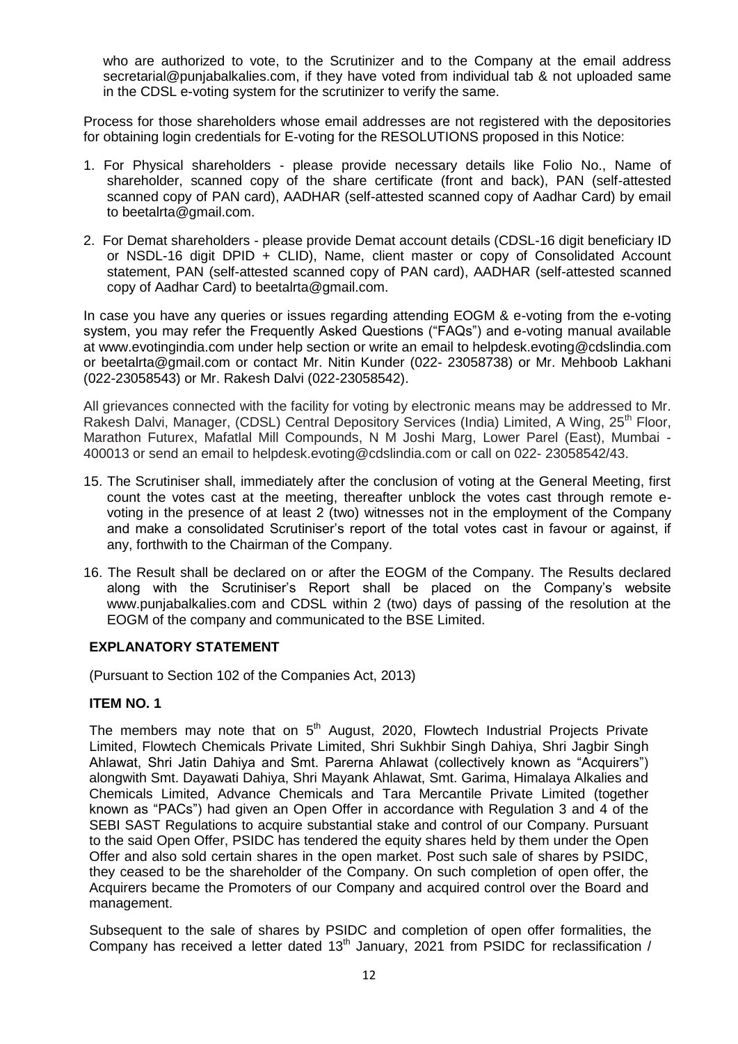who are authorized to vote, to the Scrutinizer and to the Company at the email address secretarial@punjabalkalies.com, if they have voted from individual tab & not uploaded same in the CDSL e-voting system for the scrutinizer to verify the same.

Process for those shareholders whose email addresses are not registered with the depositories for obtaining login credentials for E-voting for the RESOLUTIONS proposed in this Notice:

1. For Physical shareholders - please provide necessary details like Folio No., Name of shareholder, scanned copy of the share certificate (front and back), PAN (self-attested scanned copy of PAN card), AADHAR (self-attested scanned copy of Aadhar Card) by email to beetalrta@gmail.com.

2. For Demat shareholders - please provide Demat account details (CDSL-16 digit beneficiary ID or NSDL-16 digit DPID + CLID), Name, client master or copy of Consolidated Account statement, PAN (self-attested scanned copy of PAN card), AADHAR (self-attested scanned copy of Aadhar Card) to beetalrta@gmail.com.

In case you have any queries or issues regarding attending EOGM & e-voting from the e-voting system, you may refer the Frequently Asked Questions ("FAQs") and e-voting manual available at www.evotingindia.com under help section or write an email to helpdesk.evoting@cdslindia.com or beetalrta@gmail.com or contact Mr. Nitin Kunder (022- 23058738) or Mr. Mehboob Lakhani (022-23058543) or Mr. Rakesh Dalvi (022-23058542).

All grievances connected with the facility for voting by electronic means may be addressed to Mr. Rakesh Dalvi, Manager, (CDSL) Central Depository Services (India) Limited, A Wing, 25th Floor, Marathon Futurex, Mafatlal Mill Compounds, N M Joshi Marg, Lower Parel (East), Mumbai - 400013 or send an email to helpdesk.evoting@cdslindia.com or call on 022- 23058542/43.

15. The Scrutiniser shall, immediately after the conclusion of voting at the General Meeting, first count the votes cast at the meeting, thereafter unblock the votes cast through remote e-voting in the presence of at least 2 (two) witnesses not in the employment of the Company and make a consolidated Scrutiniser's report of the total votes cast in favour or against, if any, forthwith to the Chairman of the Company.

16. The Result shall be declared on or after the EOGM of the Company. The Results declared along with the Scrutiniser's Report shall be placed on the Company's website www.punjabalkalies.com and CDSL within 2 (two) days of passing of the resolution at the EOGM of the company and communicated to the BSE Limited.

## EXPLANATORY STATEMENT

(Pursuant to Section 102 of the Companies Act, 2013)

### ITEM NO. 1

The members may note that on 5th August, 2020, Flowtech Industrial Projects Private Limited, Flowtech Chemicals Private Limited, Shri Sukhbir Singh Dahiya, Shri Jagbir Singh Ahlawat, Shri Jatin Dahiya and Smt. Parerna Ahlawat (collectively known as "Acquirers") alongwith Smt. Dayawati Dahiya, Shri Mayank Ahlawat, Smt. Garima, Himalaya Alkalies and Chemicals Limited, Advance Chemicals and Tara Mercantile Private Limited (together known as "PACs") had given an Open Offer in accordance with Regulation 3 and 4 of the SEBI SAST Regulations to acquire substantial stake and control of our Company. Pursuant to the said Open Offer, PSIDC has tendered the equity shares held by them under the Open Offer and also sold certain shares in the open market. Post such sale of shares by PSIDC, they ceased to be the shareholder of the Company. On such completion of open offer, the Acquirers became the Promoters of our Company and acquired control over the Board and management.

Subsequent to the sale of shares by PSIDC and completion of open offer formalities, the Company has received a letter dated 13th January, 2021 from PSIDC for reclassification /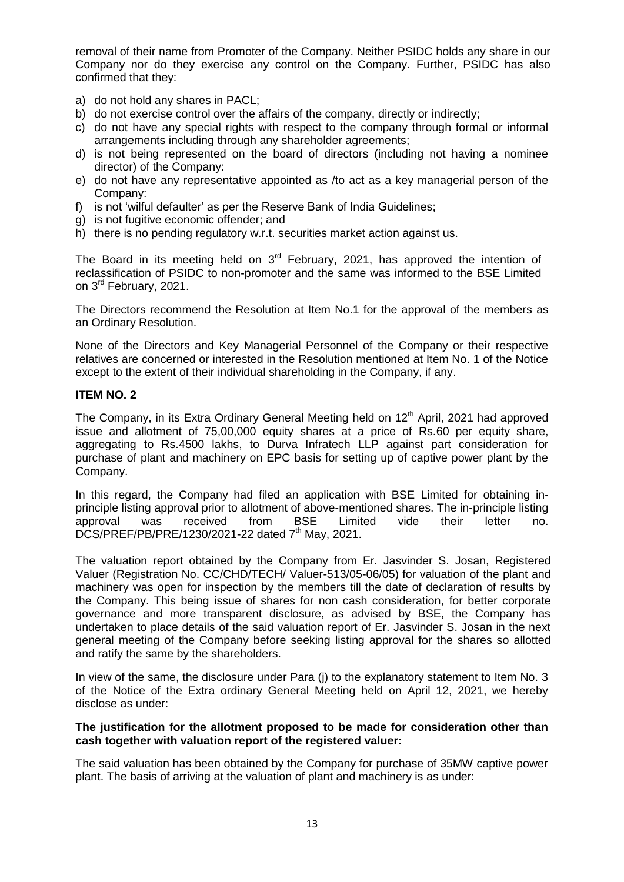removal of their name from Promoter of the Company. Neither PSIDC holds any share in our Company nor do they exercise any control on the Company. Further, PSIDC has also confirmed that they:

a) do not hold any shares in PACL;
b) do not exercise control over the affairs of the company, directly or indirectly;
c) do not have any special rights with respect to the company through formal or informal arrangements including through any shareholder agreements;
d) is not being represented on the board of directors (including not having a nominee director) of the Company:
e) do not have any representative appointed as /to act as a key managerial person of the Company:
f) is not 'wilful defaulter' as per the Reserve Bank of India Guidelines;
g) is not fugitive economic offender; and
h) there is no pending regulatory w.r.t. securities market action against us.

The Board in its meeting held on 3rd February, 2021, has approved the intention of reclassification of PSIDC to non-promoter and the same was informed to the BSE Limited on 3rd February, 2021.

The Directors recommend the Resolution at Item No.1 for the approval of the members as an Ordinary Resolution.

None of the Directors and Key Managerial Personnel of the Company or their respective relatives are concerned or interested in the Resolution mentioned at Item No. 1 of the Notice except to the extent of their individual shareholding in the Company, if any.

**ITEM NO. 2**

The Company, in its Extra Ordinary General Meeting held on 12th April, 2021 had approved issue and allotment of 75,00,000 equity shares at a price of Rs.60 per equity share, aggregating to Rs.4500 lakhs, to Durva Infratech LLP against part consideration for purchase of plant and machinery on EPC basis for setting up of captive power plant by the Company.

In this regard, the Company had filed an application with BSE Limited for obtaining in-principle listing approval prior to allotment of above-mentioned shares. The in-principle listing approval was received from BSE Limited vide their letter no. DCS/PREF/PB/PRE/1230/2021-22 dated 7th May, 2021.

The valuation report obtained by the Company from Er. Jasvinder S. Josan, Registered Valuer (Registration No. CC/CHD/TECH/ Valuer-513/05-06/05) for valuation of the plant and machinery was open for inspection by the members till the date of declaration of results by the Company. This being issue of shares for non cash consideration, for better corporate governance and more transparent disclosure, as advised by BSE, the Company has undertaken to place details of the said valuation report of Er. Jasvinder S. Josan in the next general meeting of the Company before seeking listing approval for the shares so allotted and ratify the same by the shareholders.

In view of the same, the disclosure under Para (j) to the explanatory statement to Item No. 3 of the Notice of the Extra ordinary General Meeting held on April 12, 2021, we hereby disclose as under:

**The justification for the allotment proposed to be made for consideration other than cash together with valuation report of the registered valuer:**

The said valuation has been obtained by the Company for purchase of 35MW captive power plant. The basis of arriving at the valuation of plant and machinery is as under: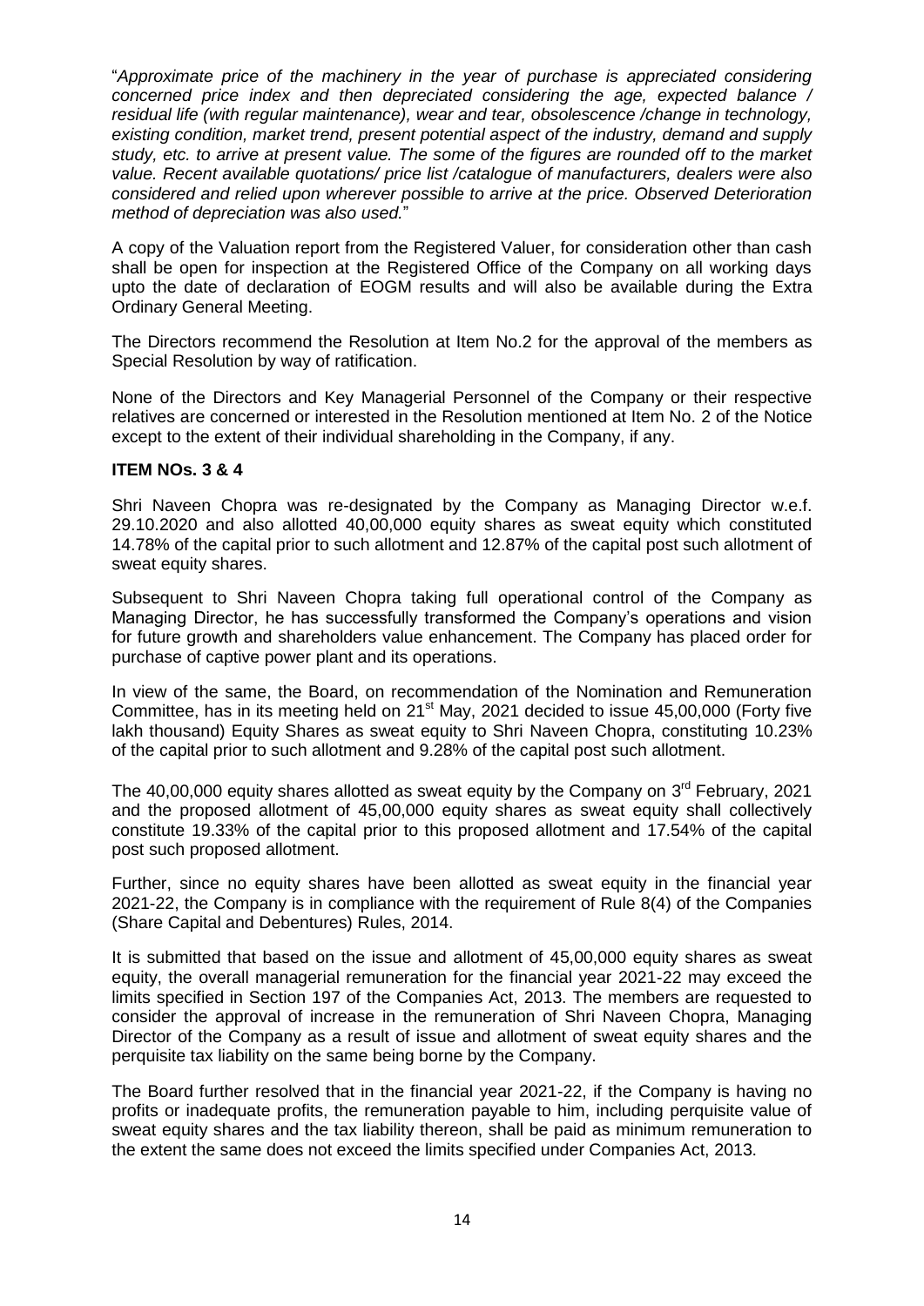"*Approximate price of the machinery in the year of purchase is appreciated considering concerned price index and then depreciated considering the age, expected balance / residual life (with regular maintenance), wear and tear, obsolescence /change in technology, existing condition, market trend, present potential aspect of the industry, demand and supply study, etc. to arrive at present value. The some of the figures are rounded off to the market value. Recent available quotations/ price list /catalogue of manufacturers, dealers were also considered and relied upon wherever possible to arrive at the price. Observed Deterioration method of depreciation was also used.*"

A copy of the Valuation report from the Registered Valuer, for consideration other than cash shall be open for inspection at the Registered Office of the Company on all working days upto the date of declaration of EOGM results and will also be available during the Extra Ordinary General Meeting.

The Directors recommend the Resolution at Item No.2 for the approval of the members as Special Resolution by way of ratification.

None of the Directors and Key Managerial Personnel of the Company or their respective relatives are concerned or interested in the Resolution mentioned at Item No. 2 of the Notice except to the extent of their individual shareholding in the Company, if any.

**ITEM NOs. 3 & 4**

Shri Naveen Chopra was re-designated by the Company as Managing Director w.e.f. 29.10.2020 and also allotted 40,00,000 equity shares as sweat equity which constituted 14.78% of the capital prior to such allotment and 12.87% of the capital post such allotment of sweat equity shares.

Subsequent to Shri Naveen Chopra taking full operational control of the Company as Managing Director, he has successfully transformed the Company's operations and vision for future growth and shareholders value enhancement. The Company has placed order for purchase of captive power plant and its operations.

In view of the same, the Board, on recommendation of the Nomination and Remuneration Committee, has in its meeting held on 21st May, 2021 decided to issue 45,00,000 (Forty five lakh thousand) Equity Shares as sweat equity to Shri Naveen Chopra, constituting 10.23% of the capital prior to such allotment and 9.28% of the capital post such allotment.

The 40,00,000 equity shares allotted as sweat equity by the Company on 3rd February, 2021 and the proposed allotment of 45,00,000 equity shares as sweat equity shall collectively constitute 19.33% of the capital prior to this proposed allotment and 17.54% of the capital post such proposed allotment.

Further, since no equity shares have been allotted as sweat equity in the financial year 2021-22, the Company is in compliance with the requirement of Rule 8(4) of the Companies (Share Capital and Debentures) Rules, 2014.

It is submitted that based on the issue and allotment of 45,00,000 equity shares as sweat equity, the overall managerial remuneration for the financial year 2021-22 may exceed the limits specified in Section 197 of the Companies Act, 2013. The members are requested to consider the approval of increase in the remuneration of Shri Naveen Chopra, Managing Director of the Company as a result of issue and allotment of sweat equity shares and the perquisite tax liability on the same being borne by the Company.

The Board further resolved that in the financial year 2021-22, if the Company is having no profits or inadequate profits, the remuneration payable to him, including perquisite value of sweat equity shares and the tax liability thereon, shall be paid as minimum remuneration to the extent the same does not exceed the limits specified under Companies Act, 2013.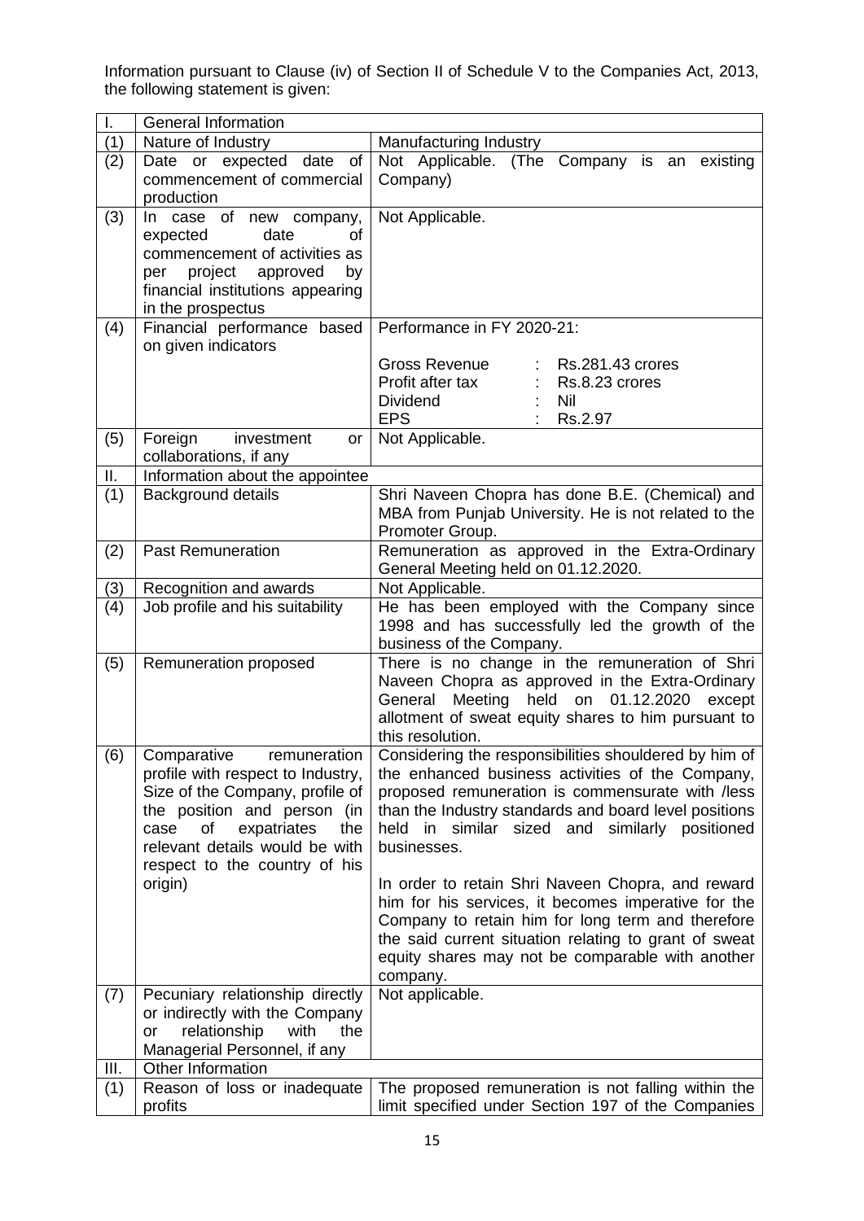Information pursuant to Clause (iv) of Section II of Schedule V to the Companies Act, 2013, the following statement is given:

| I. | General Information | |
|---|---|---|
| (1) | Nature of Industry | Manufacturing Industry |
| (2) | Date or expected date of commencement of commercial production | Not Applicable. (The Company is an existing Company) |
| (3) | In case of new company, expected date of commencement of activities as per project approved by financial institutions appearing in the prospectus | Not Applicable. |
| (4) | Financial performance based on given indicators | Performance in FY 2020-21:<br><br>Gross Revenue : Rs.281.43 crores<br>Profit after tax : Rs.8.23 crores<br>Dividend : Nil<br>EPS : Rs.2.97 |
| (5) | Foreign investment or collaborations, if any | Not Applicable. |
| II. | Information about the appointee | |
| (1) | Background details | Shri Naveen Chopra has done B.E. (Chemical) and MBA from Punjab University. He is not related to the Promoter Group. |
| (2) | Past Remuneration | Remuneration as approved in the Extra-Ordinary General Meeting held on 01.12.2020. |
| (3) | Recognition and awards | Not Applicable. |
| (4) | Job profile and his suitability | He has been employed with the Company since 1998 and has successfully led the growth of the business of the Company. |
| (5) | Remuneration proposed | There is no change in the remuneration of Shri Naveen Chopra as approved in the Extra-Ordinary General Meeting held on 01.12.2020 except allotment of sweat equity shares to him pursuant to this resolution. |
| (6) | Comparative remuneration profile with respect to Industry, Size of the Company, profile of the position and person (in case of expatriates the relevant details would be with respect to the country of his origin) | Considering the responsibilities shouldered by him of the enhanced business activities of the Company, proposed remuneration is commensurate with /less than the Industry standards and board level positions held in similar sized and similarly positioned businesses.<br><br>In order to retain Shri Naveen Chopra, and reward him for his services, it becomes imperative for the Company to retain him for long term and therefore the said current situation relating to grant of sweat equity shares may not be comparable with another company. |
| (7) | Pecuniary relationship directly or indirectly with the Company or relationship with the Managerial Personnel, if any | Not applicable. |
| III. | Other Information | |
| (1) | Reason of loss or inadequate profits | The proposed remuneration is not falling within the limit specified under Section 197 of the Companies |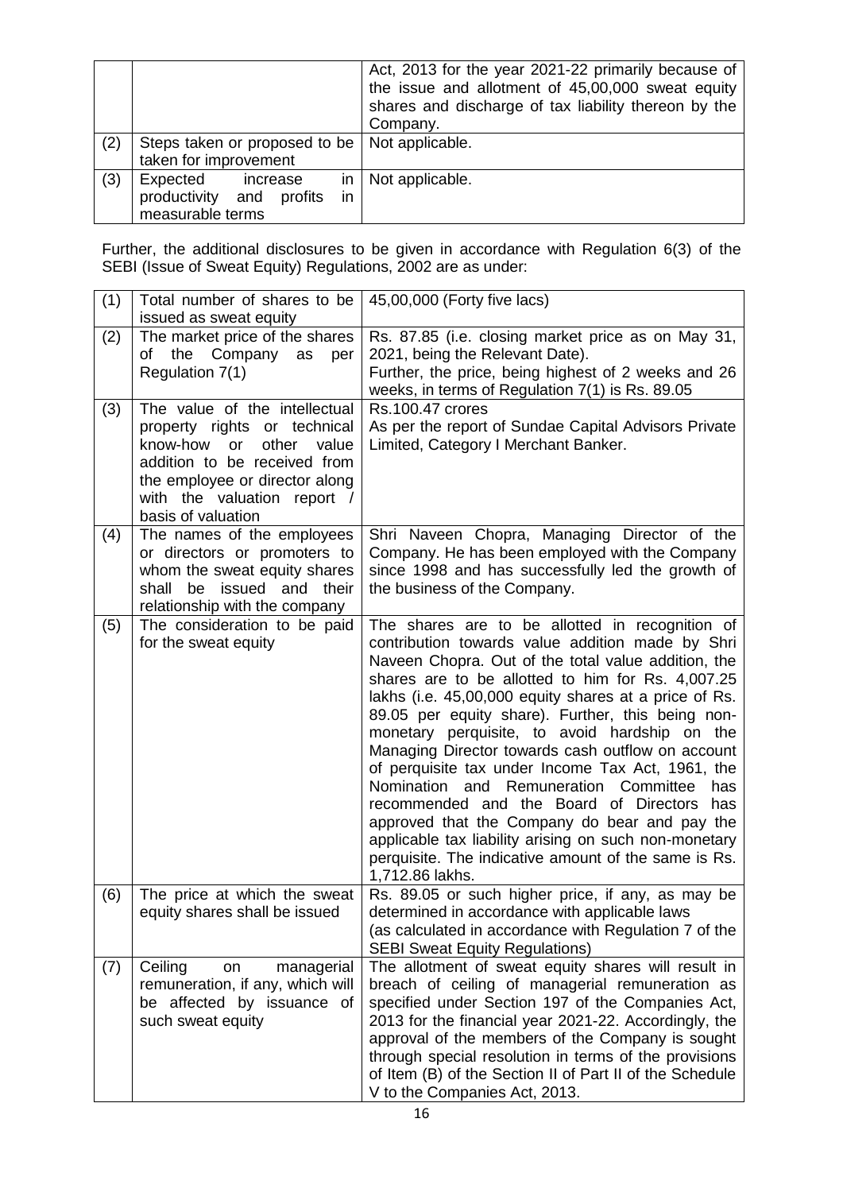| | | |
|---|---|---|
| | | Act, 2013 for the year 2021-22 primarily because of the issue and allotment of 45,00,000 sweat equity shares and discharge of tax liability thereon by the Company. |
| (2) | Steps taken or proposed to be taken for improvement | Not applicable. |
| (3) | Expected increase in productivity and profits in measurable terms | Not applicable. |

Further, the additional disclosures to be given in accordance with Regulation 6(3) of the SEBI (Issue of Sweat Equity) Regulations, 2002 are as under:

| | | |
|---|---|---|
| (1) | Total number of shares to be issued as sweat equity | 45,00,000 (Forty five lacs) |
| (2) | The market price of the shares of the Company as per Regulation 7(1) | Rs. 87.85 (i.e. closing market price as on May 31, 2021, being the Relevant Date).<br>Further, the price, being highest of 2 weeks and 26 weeks, in terms of Regulation 7(1) is Rs. 89.05 |
| (3) | The value of the intellectual property rights or technical know-how or other value addition to be received from the employee or director along with the valuation report / basis of valuation | Rs.100.47 crores<br>As per the report of Sundae Capital Advisors Private Limited, Category I Merchant Banker. |
| (4) | The names of the employees or directors or promoters to whom the sweat equity shares shall be issued and their relationship with the company | Shri Naveen Chopra, Managing Director of the Company. He has been employed with the Company since 1998 and has successfully led the growth of the business of the Company. |
| (5) | The consideration to be paid for the sweat equity | The shares are to be allotted in recognition of contribution towards value addition made by Shri Naveen Chopra. Out of the total value addition, the shares are to be allotted to him for Rs. 4,007.25 lakhs (i.e. 45,00,000 equity shares at a price of Rs. 89.05 per equity share). Further, this being non-monetary perquisite, to avoid hardship on the Managing Director towards cash outflow on account of perquisite tax under Income Tax Act, 1961, the Nomination and Remuneration Committee has recommended and the Board of Directors has approved that the Company do bear and pay the applicable tax liability arising on such non-monetary perquisite. The indicative amount of the same is Rs. 1,712.86 lakhs. |
| (6) | The price at which the sweat equity shares shall be issued | Rs. 89.05 or such higher price, if any, as may be determined in accordance with applicable laws<br>(as calculated in accordance with Regulation 7 of the SEBI Sweat Equity Regulations) |
| (7) | Ceiling on managerial remuneration, if any, which will be affected by issuance of such sweat equity | The allotment of sweat equity shares will result in breach of ceiling of managerial remuneration as specified under Section 197 of the Companies Act, 2013 for the financial year 2021-22. Accordingly, the approval of the members of the Company is sought through special resolution in terms of the provisions of Item (B) of the Section II of Part II of the Schedule V to the Companies Act, 2013. |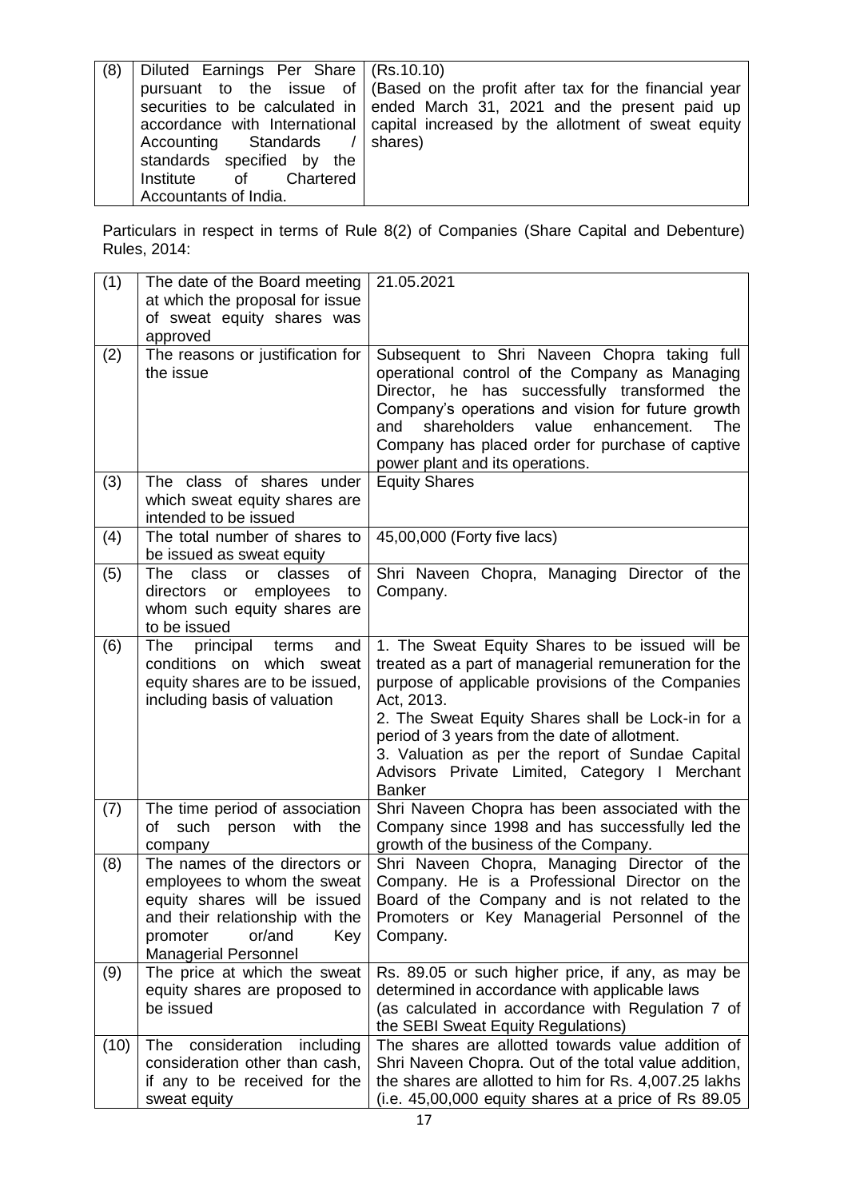| (8) | Diluted Earnings Per Share pursuant to the issue of securities to be calculated in accordance with International Accounting Standards / standards specified by the Institute of Chartered Accountants of India. | (Rs.10.10) (Based on the profit after tax for the financial year ended March 31, 2021 and the present paid up capital increased by the allotment of sweat equity shares) |
|---|---|---|

Particulars in respect in terms of Rule 8(2) of Companies (Share Capital and Debenture) Rules, 2014:

| (1) | The date of the Board meeting at which the proposal for issue of sweat equity shares was approved | 21.05.2021 |
|---|---|---|
| (2) | The reasons or justification for the issue | Subsequent to Shri Naveen Chopra taking full operational control of the Company as Managing Director, he has successfully transformed the Company's operations and vision for future growth and shareholders value enhancement. The Company has placed order for purchase of captive power plant and its operations. |
| (3) | The class of shares under which sweat equity shares are intended to be issued | Equity Shares |
| (4) | The total number of shares to be issued as sweat equity | 45,00,000 (Forty five lacs) |
| (5) | The class or classes of directors or employees to whom such equity shares are to be issued | Shri Naveen Chopra, Managing Director of the Company. |
| (6) | The principal terms and conditions on which sweat equity shares are to be issued, including basis of valuation | 1. The Sweat Equity Shares to be issued will be treated as a part of managerial remuneration for the purpose of applicable provisions of the Companies Act, 2013.<br>2. The Sweat Equity Shares shall be Lock-in for a period of 3 years from the date of allotment.<br>3. Valuation as per the report of Sundae Capital Advisors Private Limited, Category I Merchant Banker |
| (7) | The time period of association of such person with the company | Shri Naveen Chopra has been associated with the Company since 1998 and has successfully led the growth of the business of the Company. |
| (8) | The names of the directors or employees to whom the sweat equity shares will be issued and their relationship with the promoter or/and Key Managerial Personnel | Shri Naveen Chopra, Managing Director of the Company. He is a Professional Director on the Board of the Company and is not related to the Promoters or Key Managerial Personnel of the Company. |
| (9) | The price at which the sweat equity shares are proposed to be issued | Rs. 89.05 or such higher price, if any, as may be determined in accordance with applicable laws (as calculated in accordance with Regulation 7 of the SEBI Sweat Equity Regulations) |
| (10) | The consideration including consideration other than cash, if any to be received for the sweat equity | The shares are allotted towards value addition of Shri Naveen Chopra. Out of the total value addition, the shares are allotted to him for Rs. 4,007.25 lakhs (i.e. 45,00,000 equity shares at a price of Rs 89.05 |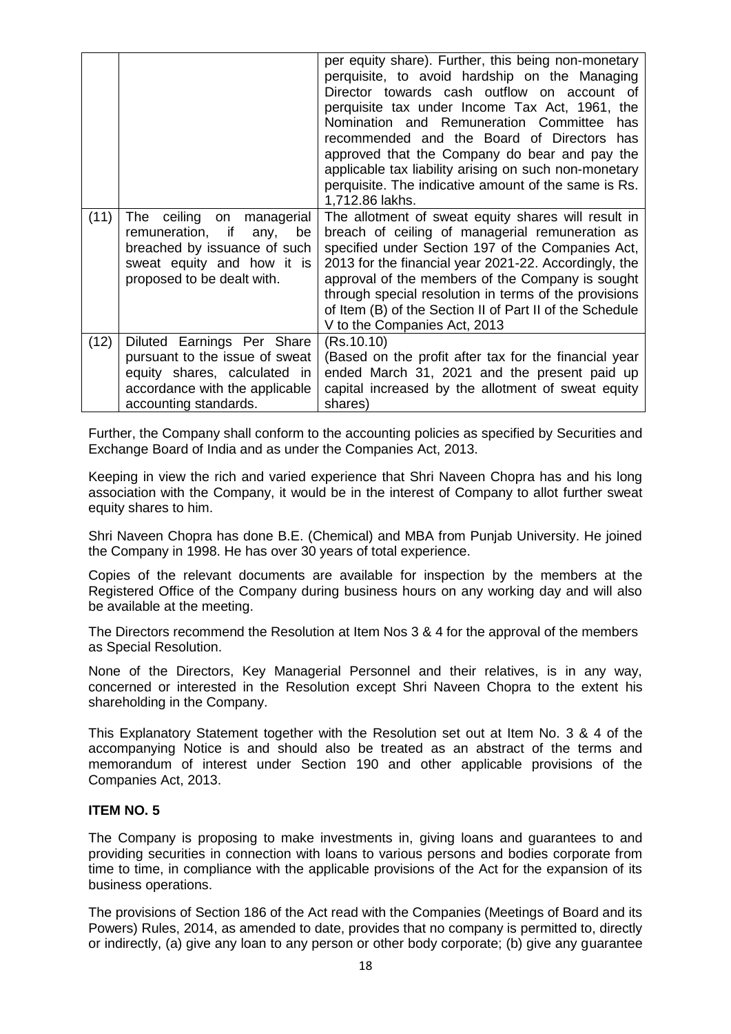| | | |
|---|---|---|
| | | per equity share). Further, this being non-monetary perquisite, to avoid hardship on the Managing Director towards cash outflow on account of perquisite tax under Income Tax Act, 1961, the Nomination and Remuneration Committee has recommended and the Board of Directors has approved that the Company do bear and pay the applicable tax liability arising on such non-monetary perquisite. The indicative amount of the same is Rs. 1,712.86 lakhs. |
| (11) | The ceiling on managerial remuneration, if any, be breached by issuance of such sweat equity and how it is proposed to be dealt with. | The allotment of sweat equity shares will result in breach of ceiling of managerial remuneration as specified under Section 197 of the Companies Act, 2013 for the financial year 2021-22. Accordingly, the approval of the members of the Company is sought through special resolution in terms of the provisions of Item (B) of the Section II of Part II of the Schedule V to the Companies Act, 2013 |
| (12) | Diluted Earnings Per Share pursuant to the issue of sweat equity shares, calculated in accordance with the applicable accounting standards. | (Rs.10.10)<br>(Based on the profit after tax for the financial year ended March 31, 2021 and the present paid up capital increased by the allotment of sweat equity shares) |

Further, the Company shall conform to the accounting policies as specified by Securities and Exchange Board of India and as under the Companies Act, 2013.

Keeping in view the rich and varied experience that Shri Naveen Chopra has and his long association with the Company, it would be in the interest of Company to allot further sweat equity shares to him.

Shri Naveen Chopra has done B.E. (Chemical) and MBA from Punjab University. He joined the Company in 1998. He has over 30 years of total experience.

Copies of the relevant documents are available for inspection by the members at the Registered Office of the Company during business hours on any working day and will also be available at the meeting.

The Directors recommend the Resolution at Item Nos 3 & 4 for the approval of the members as Special Resolution.

None of the Directors, Key Managerial Personnel and their relatives, is in any way, concerned or interested in the Resolution except Shri Naveen Chopra to the extent his shareholding in the Company.

This Explanatory Statement together with the Resolution set out at Item No. 3 & 4 of the accompanying Notice is and should also be treated as an abstract of the terms and memorandum of interest under Section 190 and other applicable provisions of the Companies Act, 2013.

**ITEM NO. 5**

The Company is proposing to make investments in, giving loans and guarantees to and providing securities in connection with loans to various persons and bodies corporate from time to time, in compliance with the applicable provisions of the Act for the expansion of its business operations.

The provisions of Section 186 of the Act read with the Companies (Meetings of Board and its Powers) Rules, 2014, as amended to date, provides that no company is permitted to, directly or indirectly, (a) give any loan to any person or other body corporate; (b) give any guarantee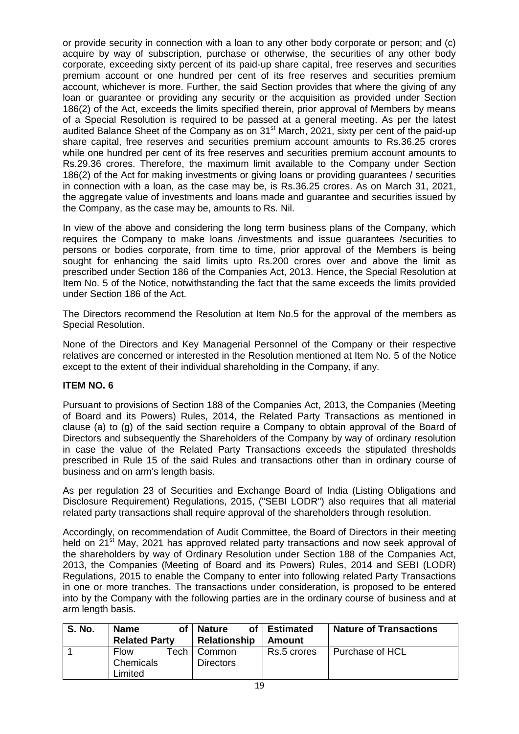or provide security in connection with a loan to any other body corporate or person; and (c) acquire by way of subscription, purchase or otherwise, the securities of any other body corporate, exceeding sixty percent of its paid-up share capital, free reserves and securities premium account or one hundred per cent of its free reserves and securities premium account, whichever is more. Further, the said Section provides that where the giving of any loan or guarantee or providing any security or the acquisition as provided under Section 186(2) of the Act, exceeds the limits specified therein, prior approval of Members by means of a Special Resolution is required to be passed at a general meeting. As per the latest audited Balance Sheet of the Company as on 31st March, 2021, sixty per cent of the paid-up share capital, free reserves and securities premium account amounts to Rs.36.25 crores while one hundred per cent of its free reserves and securities premium account amounts to Rs.29.36 crores. Therefore, the maximum limit available to the Company under Section 186(2) of the Act for making investments or giving loans or providing guarantees / securities in connection with a loan, as the case may be, is Rs.36.25 crores. As on March 31, 2021, the aggregate value of investments and loans made and guarantee and securities issued by the Company, as the case may be, amounts to Rs. Nil.

In view of the above and considering the long term business plans of the Company, which requires the Company to make loans /investments and issue guarantees /securities to persons or bodies corporate, from time to time, prior approval of the Members is being sought for enhancing the said limits upto Rs.200 crores over and above the limit as prescribed under Section 186 of the Companies Act, 2013. Hence, the Special Resolution at Item No. 5 of the Notice, notwithstanding the fact that the same exceeds the limits provided under Section 186 of the Act.

The Directors recommend the Resolution at Item No.5 for the approval of the members as Special Resolution.

None of the Directors and Key Managerial Personnel of the Company or their respective relatives are concerned or interested in the Resolution mentioned at Item No. 5 of the Notice except to the extent of their individual shareholding in the Company, if any.

**ITEM NO. 6**

Pursuant to provisions of Section 188 of the Companies Act, 2013, the Companies (Meeting of Board and its Powers) Rules, 2014, the Related Party Transactions as mentioned in clause (a) to (g) of the said section require a Company to obtain approval of the Board of Directors and subsequently the Shareholders of the Company by way of ordinary resolution in case the value of the Related Party Transactions exceeds the stipulated thresholds prescribed in Rule 15 of the said Rules and transactions other than in ordinary course of business and on arm's length basis.

As per regulation 23 of Securities and Exchange Board of India (Listing Obligations and Disclosure Requirement) Regulations, 2015, ("SEBI LODR") also requires that all material related party transactions shall require approval of the shareholders through resolution.

Accordingly, on recommendation of Audit Committee, the Board of Directors in their meeting held on 21st May, 2021 has approved related party transactions and now seek approval of the shareholders by way of Ordinary Resolution under Section 188 of the Companies Act, 2013, the Companies (Meeting of Board and its Powers) Rules, 2014 and SEBI (LODR) Regulations, 2015 to enable the Company to enter into following related Party Transactions in one or more tranches. The transactions under consideration, is proposed to be entered into by the Company with the following parties are in the ordinary course of business and at arm length basis.

| S. No. | Name of Related Party | Nature of Relationship | Estimated Amount | Nature of Transactions |
|---|---|---|---|---|
| 1 | Flow Tech Chemicals Limited | Common Directors | Rs.5 crores | Purchase of HCL |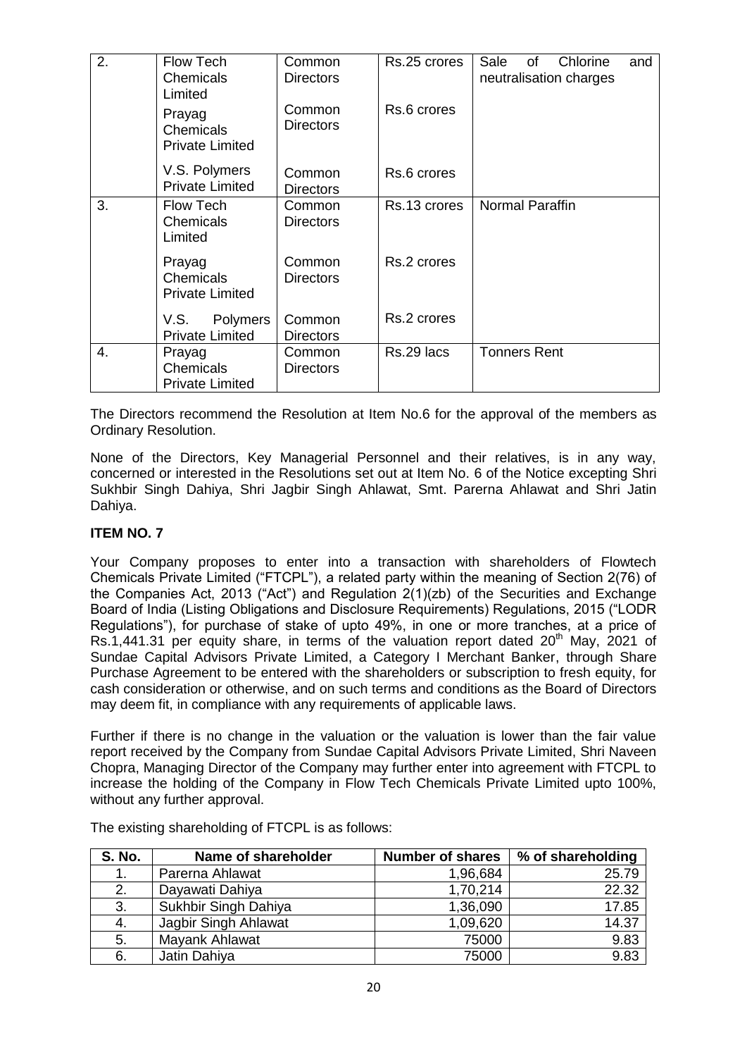| 2. | Flow Tech Chemicals Limited | Common Directors | Rs.25 crores | Sale of Chlorine and neutralisation charges |
|---|---|---|---|---|
| | Prayag Chemicals Private Limited | Common Directors | Rs.6 crores | |
| | V.S. Polymers Private Limited | Common Directors | Rs.6 crores | |
| 3. | Flow Tech Chemicals Limited | Common Directors | Rs.13 crores | Normal Paraffin |
| | Prayag Chemicals Private Limited | Common Directors | Rs.2 crores | |
| | V.S. Polymers Private Limited | Common Directors | Rs.2 crores | |
| 4. | Prayag Chemicals Private Limited | Common Directors | Rs.29 lacs | Tonners Rent |

The Directors recommend the Resolution at Item No.6 for the approval of the members as Ordinary Resolution.

None of the Directors, Key Managerial Personnel and their relatives, is in any way, concerned or interested in the Resolutions set out at Item No. 6 of the Notice excepting Shri Sukhbir Singh Dahiya, Shri Jagbir Singh Ahlawat, Smt. Parerna Ahlawat and Shri Jatin Dahiya.

**ITEM NO. 7**

Your Company proposes to enter into a transaction with shareholders of Flowtech Chemicals Private Limited ("FTCPL"), a related party within the meaning of Section 2(76) of the Companies Act, 2013 ("Act") and Regulation 2(1)(zb) of the Securities and Exchange Board of India (Listing Obligations and Disclosure Requirements) Regulations, 2015 ("LODR Regulations"), for purchase of stake of upto 49%, in one or more tranches, at a price of Rs.1,441.31 per equity share, in terms of the valuation report dated 20th May, 2021 of Sundae Capital Advisors Private Limited, a Category I Merchant Banker, through Share Purchase Agreement to be entered with the shareholders or subscription to fresh equity, for cash consideration or otherwise, and on such terms and conditions as the Board of Directors may deem fit, in compliance with any requirements of applicable laws.

Further if there is no change in the valuation or the valuation is lower than the fair value report received by the Company from Sundae Capital Advisors Private Limited, Shri Naveen Chopra, Managing Director of the Company may further enter into agreement with FTCPL to increase the holding of the Company in Flow Tech Chemicals Private Limited upto 100%, without any further approval.

The existing shareholding of FTCPL is as follows:

| S. No. | Name of shareholder | Number of shares | % of shareholding |
|---|---|---|---|
| 1. | Parerna Ahlawat | 1,96,684 | 25.79 |
| 2. | Dayawati Dahiya | 1,70,214 | 22.32 |
| 3. | Sukhbir Singh Dahiya | 1,36,090 | 17.85 |
| 4. | Jagbir Singh Ahlawat | 1,09,620 | 14.37 |
| 5. | Mayank Ahlawat | 75000 | 9.83 |
| 6. | Jatin Dahiya | 75000 | 9.83 |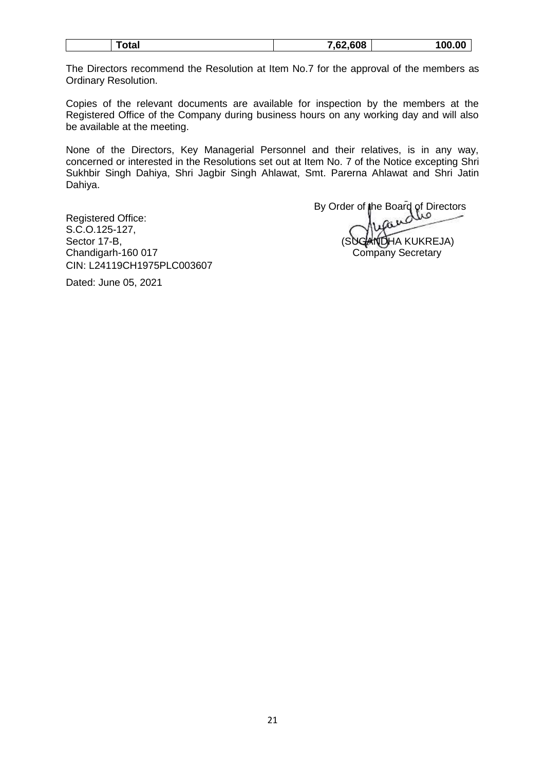| | | | |
|---|---|---|---|
| | **Total** | **7,62,608** | **100.00** |

The Directors recommend the Resolution at Item No.7 for the approval of the members as Ordinary Resolution.

Copies of the relevant documents are available for inspection by the members at the Registered Office of the Company during business hours on any working day and will also be available at the meeting.

None of the Directors, Key Managerial Personnel and their relatives, is in any way, concerned or interested in the Resolutions set out at Item No. 7 of the Notice excepting Shri Sukhbir Singh Dahiya, Shri Jagbir Singh Ahlawat, Smt. Parerna Ahlawat and Shri Jatin Dahiya.

By Order of the Board of Directors

(SUGANDHA KUKREJA)
Company Secretary

Registered Office:
S.C.O.125-127,
Sector 17-B,
Chandigarh-160 017
CIN: L24119CH1975PLC003607

Dated: June 05, 2021